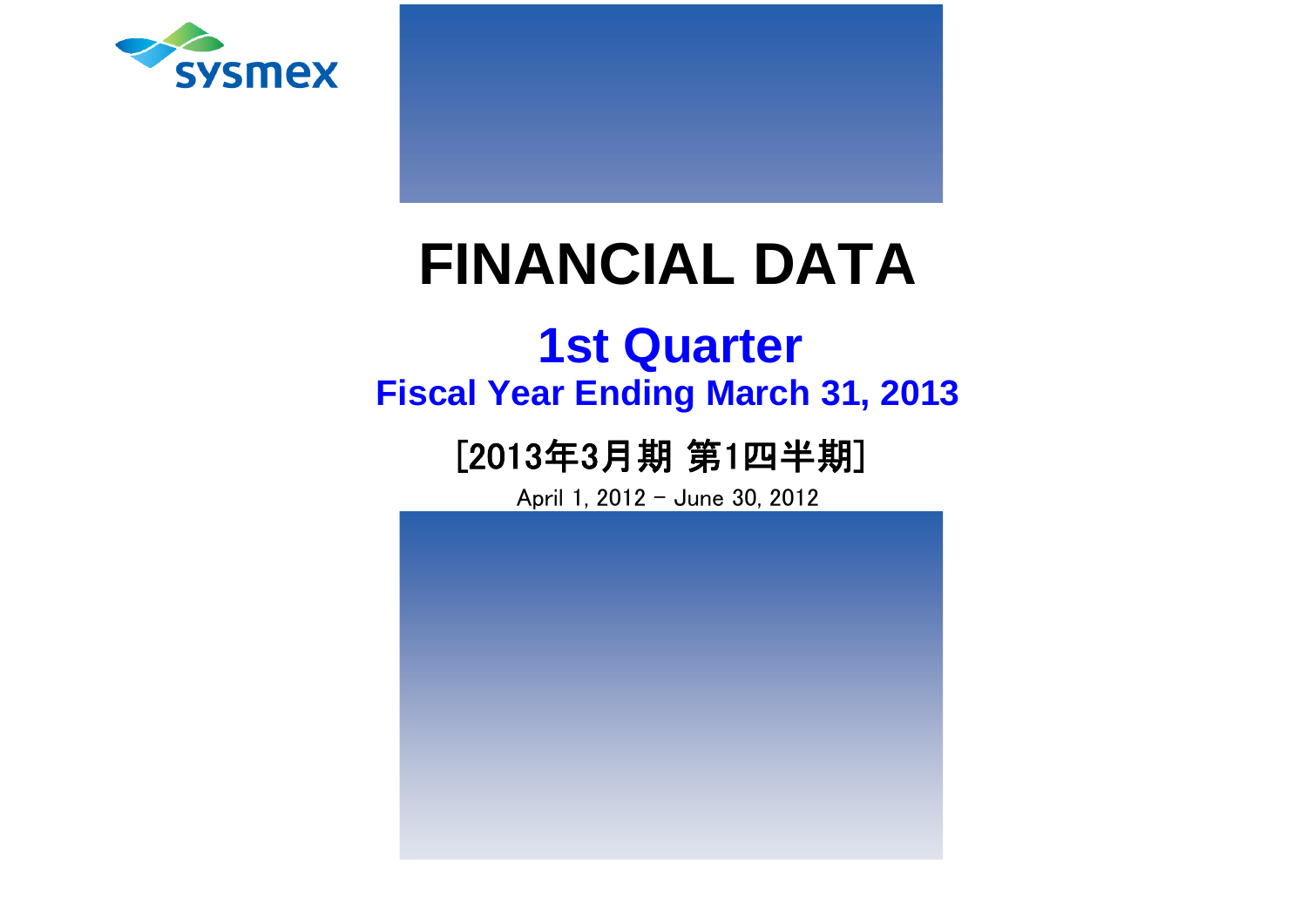sysmex

# FINANCIAL DATA

## 1st Quarter

### Fiscal Year Ending March 31, 2013

### [2013年3月期 第1四半期]

April 1, 2012 - June 30, 2012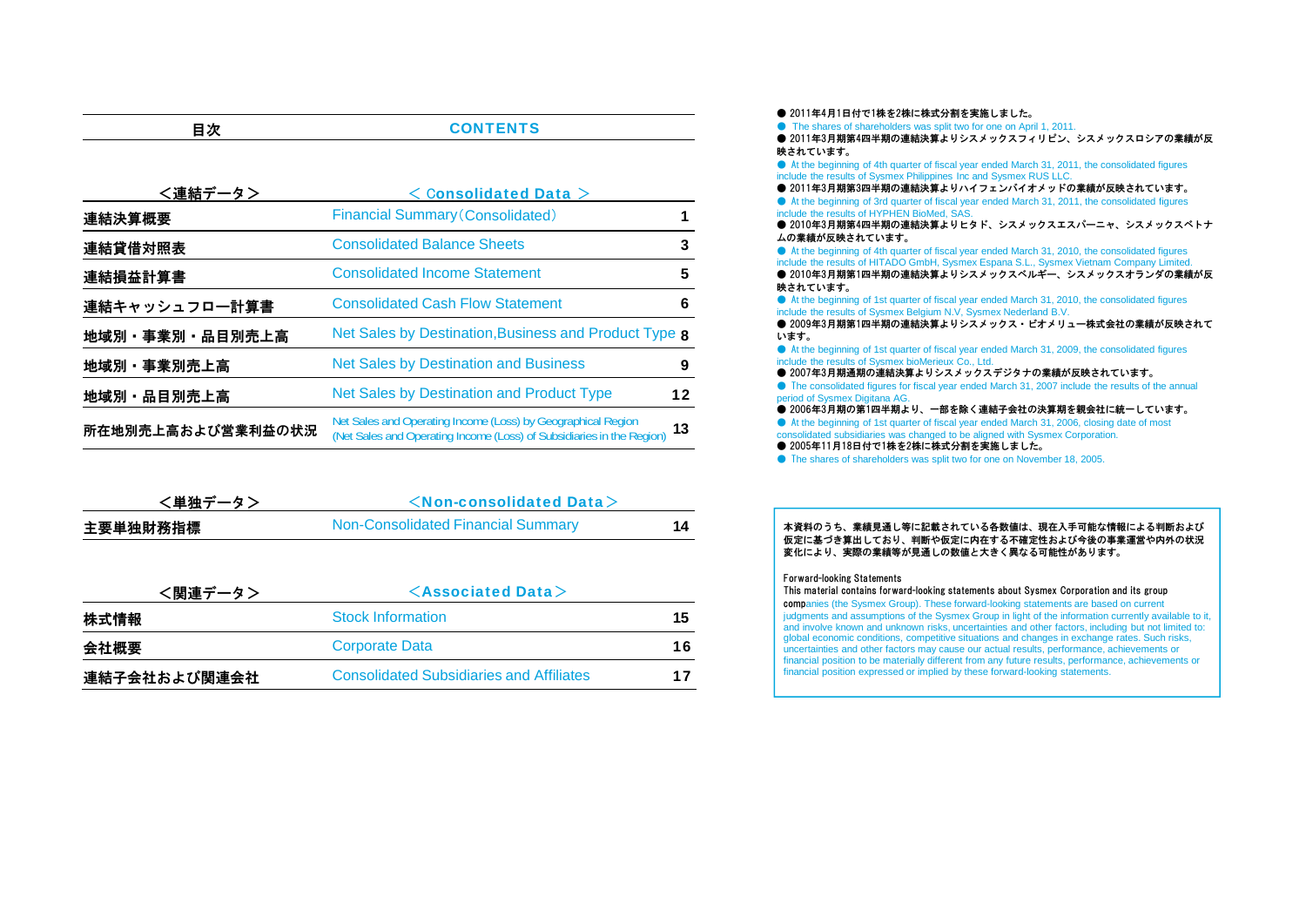## 目次 CONTENTS

| <連結データ> | < Consolidated Data > | |
|---|---|---|
| 連結決算概要 | Financial Summary（Consolidated） | 1 |
| 連結貸借対照表 | Consolidated Balance Sheets | 3 |
| 連結損益計算書 | Consolidated Income Statement | 5 |
| 連結キャッシュフロー計算書 | Consolidated Cash Flow Statement | 6 |
| 地域別・事業別・品目別売上高 | Net Sales by Destination,Business and Product Type | 8 |
| 地域別・事業別売上高 | Net Sales by Destination and Business | 9 |
| 地域別・品目別売上高 | Net Sales by Destination and Product Type | 12 |
| 所在地別売上高および営業利益の状況 | Net Sales and Operating Income (Loss) by Geographical Region (Net Sales and Operating Income (Loss) of Subsidiaries in the Region) | 13 |

| <単独データ> | <Non-consolidated Data> | |
|---|---|---|
| 主要単独財務指標 | Non-Consolidated Financial Summary | 14 |

| <関連データ> | <Associated Data> | |
|---|---|---|
| 株式情報 | Stock Information | 15 |
| 会社概要 | Corporate Data | 16 |
| 連結子会社および関連会社 | Consolidated Subsidiaries and Affiliates | 17 |

- ● 2011年4月1日付で1株を2株に株式分割を実施しました。
- ● The shares of shareholders was split two for one on April 1, 2011.
- ● 2011年3月期第4四半期の連結決算よりシスメックスフィリピン、シスメックスロシアの業績が反映されています。
- ● At the beginning of 4th quarter of fiscal year ended March 31, 2011, the consolidated figures include the results of Sysmex Philippines Inc and Sysmex RUS LLC.
- ● 2011年3月期第3四半期の連結決算よりハイフェンバイオメッドの業績が反映されています。
- ● At the beginning of 3rd quarter of fiscal year ended March 31, 2011, the consolidated figures include the results of HYPHEN BioMed, SAS.
- ● 2010年3月期第4四半期の連結決算よりヒタド、シスメックスエスパーニャ、シスメックスベトナムの業績が反映されています。
- ● At the beginning of 4th quarter of fiscal year ended March 31, 2010, the consolidated figures include the results of HITADO GmbH, Sysmex Espana S.L., Sysmex Vietnam Company Limited.
- ● 2010年3月期第1四半期の連結決算よりシスメックスベルギー、シスメックスオランダの業績が反映されています。
- ● At the beginning of 1st quarter of fiscal year ended March 31, 2010, the consolidated figures include the results of Sysmex Belgium N.V, Sysmex Nederland B.V.
- ● 2009年3月期第1四半期の連結決算よりシスメックス・ビオメリュー株式会社の業績が反映されています。
- ● At the beginning of 1st quarter of fiscal year ended March 31, 2009, the consolidated figures include the results of Sysmex bioMerieux Co., Ltd.
- ● 2007年3月期通期の連結決算よりシスメックスデジタナの業績が反映されています。
- ● The consolidated figures for fiscal year ended March 31, 2007 include the results of the annual period of Sysmex Digitana AG.
- ● 2006年3月期の第1四半期より、一部を除く連結子会社の決算期を親会社に統一しています。
- ● At the beginning of 1st quarter of fiscal year ended March 31, 2006, closing date of most consolidated subsidiaries was changed to be aligned with Sysmex Corporation.
- ● 2005年11月18日付で1株を2株に株式分割を実施しました。
- ● The shares of shareholders was split two for one on November 18, 2005.

本資料のうち、業績見通し等に記載されている各数値は、現在入手可能な情報による判断および仮定に基づき算出しており、判断や仮定に内在する不確定性および今後の事業運営や内外の状況変化により、実際の業績等が見通しの数値と大きく異なる可能性があります。

Forward-looking Statements

This material contains forward-looking statements about Sysmex Corporation and its group companies (the Sysmex Group). These forward-looking statements are based on current judgments and assumptions of the Sysmex Group in light of the information currently available to it, and involve known and unknown risks, uncertainties and other factors, including but not limited to: global economic conditions, competitive situations and changes in exchange rates. Such risks, uncertainties and other factors may cause our actual results, performance, achievements or financial position to be materially different from any future results, performance, achievements or financial position expressed or implied by these forward-looking statements.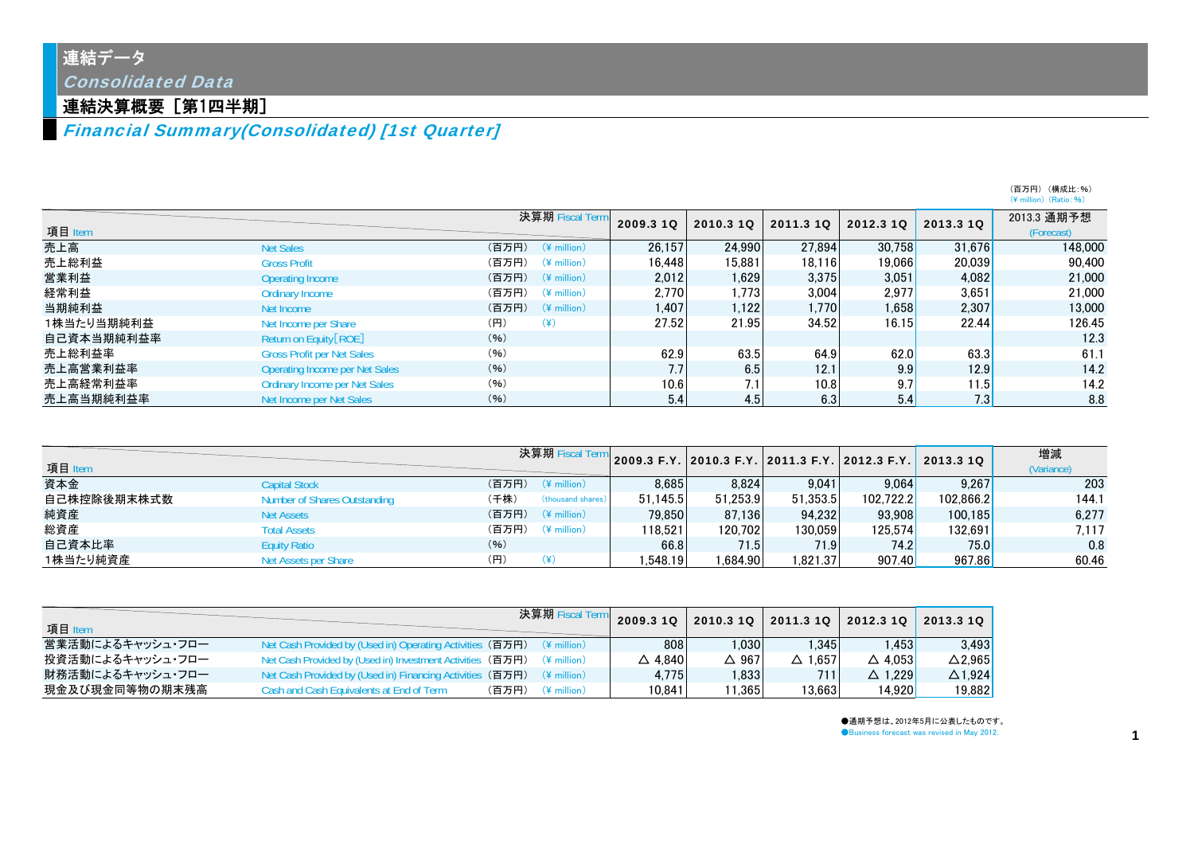# 連結データ
## *Consolidated Data*

## 連結決算概要［第1四半期］
## *Financial Summary(Consolidated) [1st Quarter]*

（百万円）（構成比：%）
(¥ million) (Ratio: %)

| 項目 Item | | | 決算期 Fiscal Term | 2009.3 1Q | 2010.3 1Q | 2011.3 1Q | 2012.3 1Q | 2013.3 1Q | 2013.3 通期予想 (Forecast) |
|---|---|---|---|---|---|---|---|---|---|
| 売上高 | Net Sales | (百万円) | (¥ million) | 26,157 | 24,990 | 27,894 | 30,758 | 31,676 | 148,000 |
| 売上総利益 | Gross Profit | (百万円) | (¥ million) | 16,448 | 15,881 | 18,116 | 19,066 | 20,039 | 90,400 |
| 営業利益 | Operating Income | (百万円) | (¥ million) | 2,012 | 1,629 | 3,375 | 3,051 | 4,082 | 21,000 |
| 経常利益 | Ordinary Income | (百万円) | (¥ million) | 2,770 | 1,773 | 3,004 | 2,977 | 3,651 | 21,000 |
| 当期純利益 | Net Income | (百万円) | (¥ million) | 1,407 | 1,122 | 1,770 | 1,658 | 2,307 | 13,000 |
| 1株当たり当期純利益 | Net Income per Share | (円) | (¥) | 27.52 | 21.95 | 34.52 | 16.15 | 22.44 | 126.45 |
| 自己資本当期純利益率 | Return on Equity[ROE] | (%) | | | | | | | 12.3 |
| 売上総利益率 | Gross Profit per Net Sales | (%) | | 62.9 | 63.5 | 64.9 | 62.0 | 63.3 | 61.1 |
| 売上高営業利益率 | Operating Income per Net Sales | (%) | | 7.7 | 6.5 | 12.1 | 9.9 | 12.9 | 14.2 |
| 売上高経常利益率 | Ordinary Income per Net Sales | (%) | | 10.6 | 7.1 | 10.8 | 9.7 | 11.5 | 14.2 |
| 売上高当期純利益率 | Net Income per Net Sales | (%) | | 5.4 | 4.5 | 6.3 | 5.4 | 7.3 | 8.8 |

| 項目 Item | | | 決算期 Fiscal Term | 2009.3 F.Y. | 2010.3 F.Y. | 2011.3 F.Y. | 2012.3 F.Y. | 2013.3 1Q | 増減 (Variance) |
|---|---|---|---|---|---|---|---|---|---|
| 資本金 | Capital Stock | (百万円) | (¥ million) | 8,685 | 8,824 | 9,041 | 9,064 | 9,267 | 203 |
| 自己株控除後期末株式数 | Number of Shares Outstanding | (千株) | (thousand shares) | 51,145.5 | 51,253.9 | 51,353.5 | 102,722.2 | 102,866.2 | 144.1 |
| 純資産 | Net Assets | (百万円) | (¥ million) | 79,850 | 87,136 | 94,232 | 93,908 | 100,185 | 6,277 |
| 総資産 | Total Assets | (百万円) | (¥ million) | 118,521 | 120,702 | 130,059 | 125,574 | 132,691 | 7,117 |
| 自己資本比率 | Equity Ratio | (%) | | 66.8 | 71.5 | 71.9 | 74.2 | 75.0 | 0.8 |
| 1株当たり純資産 | Net Assets per Share | (円) | (¥) | 1,548.19 | 1,684.90 | 1,821.37 | 907.40 | 967.86 | 60.46 |

| 項目 Item | | | 決算期 Fiscal Term | 2009.3 1Q | 2010.3 1Q | 2011.3 1Q | 2012.3 1Q | 2013.3 1Q |
|---|---|---|---|---|---|---|---|---|
| 営業活動によるキャッシュ・フロー | Net Cash Provided by (Used in) Operating Activities | (百万円) | (¥ million) | 808 | 1,030 | 1,345 | 1,453 | 3,493 |
| 投資活動によるキャッシュ・フロー | Net Cash Provided by (Used in) Investment Activities | (百万円) | (¥ million) | △ 4,840 | △ 967 | △ 1,657 | △ 4,053 | △2,965 |
| 財務活動によるキャッシュ・フロー | Net Cash Provided by (Used in) Financing Activities | (百万円) | (¥ million) | 4,775 | 1,833 | 711 | △ 1,229 | △1,924 |
| 現金及び現金同等物の期末残高 | Cash and Cash Equivalents at End of Term | (百万円) | (¥ million) | 10,841 | 11,365 | 13,663 | 14,920 | 19,882 |

●通期予想は、2012年5月に公表したものです。
●Business forecast was revised in May 2012.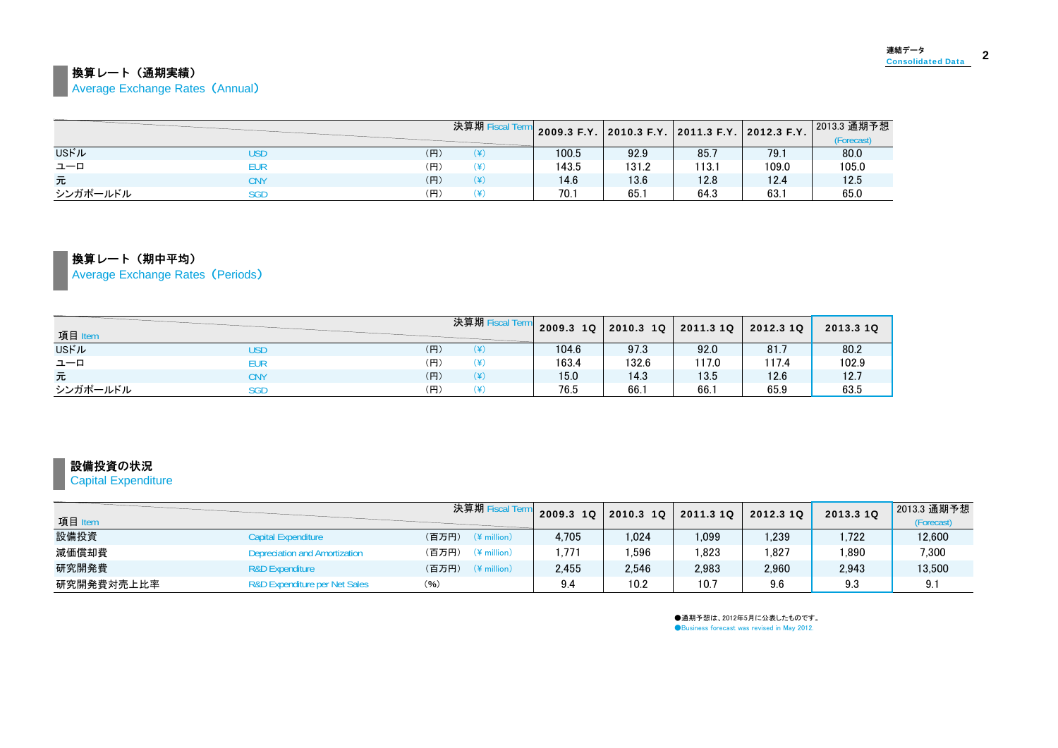## 換算レート（通期実績）
Average Exchange Rates（Annual）

| | | | | 決算期 Fiscal Term | 2009.3 F.Y. | 2010.3 F.Y. | 2011.3 F.Y. | 2012.3 F.Y. | 2013.3 通期予想 (Forecast) |
|---|---|---|---|---|---|---|---|---|---|
| USドル | USD | （円） | (¥) | | 100.5 | 92.9 | 85.7 | 79.1 | 80.0 |
| ユーロ | EUR | （円） | (¥) | | 143.5 | 131.2 | 113.1 | 109.0 | 105.0 |
| 元 | CNY | （円） | (¥) | | 14.6 | 13.6 | 12.8 | 12.4 | 12.5 |
| シンガポールドル | SGD | （円） | (¥) | | 70.1 | 65.1 | 64.3 | 63.1 | 65.0 |

## 換算レート（期中平均）
Average Exchange Rates（Periods）

| 項目 Item | | | | 決算期 Fiscal Term | 2009.3 1Q | 2010.3 1Q | 2011.3 1Q | 2012.3 1Q | 2013.3 1Q |
|---|---|---|---|---|---|---|---|---|---|
| USドル | USD | （円） | (¥) | | 104.6 | 97.3 | 92.0 | 81.7 | 80.2 |
| ユーロ | EUR | （円） | (¥) | | 163.4 | 132.6 | 117.0 | 117.4 | 102.9 |
| 元 | CNY | （円） | (¥) | | 15.0 | 14.3 | 13.5 | 12.6 | 12.7 |
| シンガポールドル | SGD | （円） | (¥) | | 76.5 | 66.1 | 66.1 | 65.9 | 63.5 |

## 設備投資の状況
Capital Expenditure

| 項目 Item | | | | 決算期 Fiscal Term | 2009.3 1Q | 2010.3 1Q | 2011.3 1Q | 2012.3 1Q | 2013.3 1Q | 2013.3 通期予想 (Forecast) |
|---|---|---|---|---|---|---|---|---|---|---|
| 設備投資 | Capital Expenditure | （百万円） | (¥ million) | | 4,705 | 1,024 | 1,099 | 1,239 | 1,722 | 12,600 |
| 減価償却費 | Depreciation and Amortization | （百万円） | (¥ million) | | 1,771 | 1,596 | 1,823 | 1,827 | 1,890 | 7,300 |
| 研究開発費 | R&D Expenditure | （百万円） | (¥ million) | | 2,455 | 2,546 | 2,983 | 2,960 | 2,943 | 13,500 |
| 研究開発費対売上比率 | R&D Expenditure per Net Sales | （%） | | | 9.4 | 10.2 | 10.7 | 9.6 | 9.3 | 9.1 |

●通期予想は、2012年5月に公表したものです。
●Business forecast was revised in May 2012.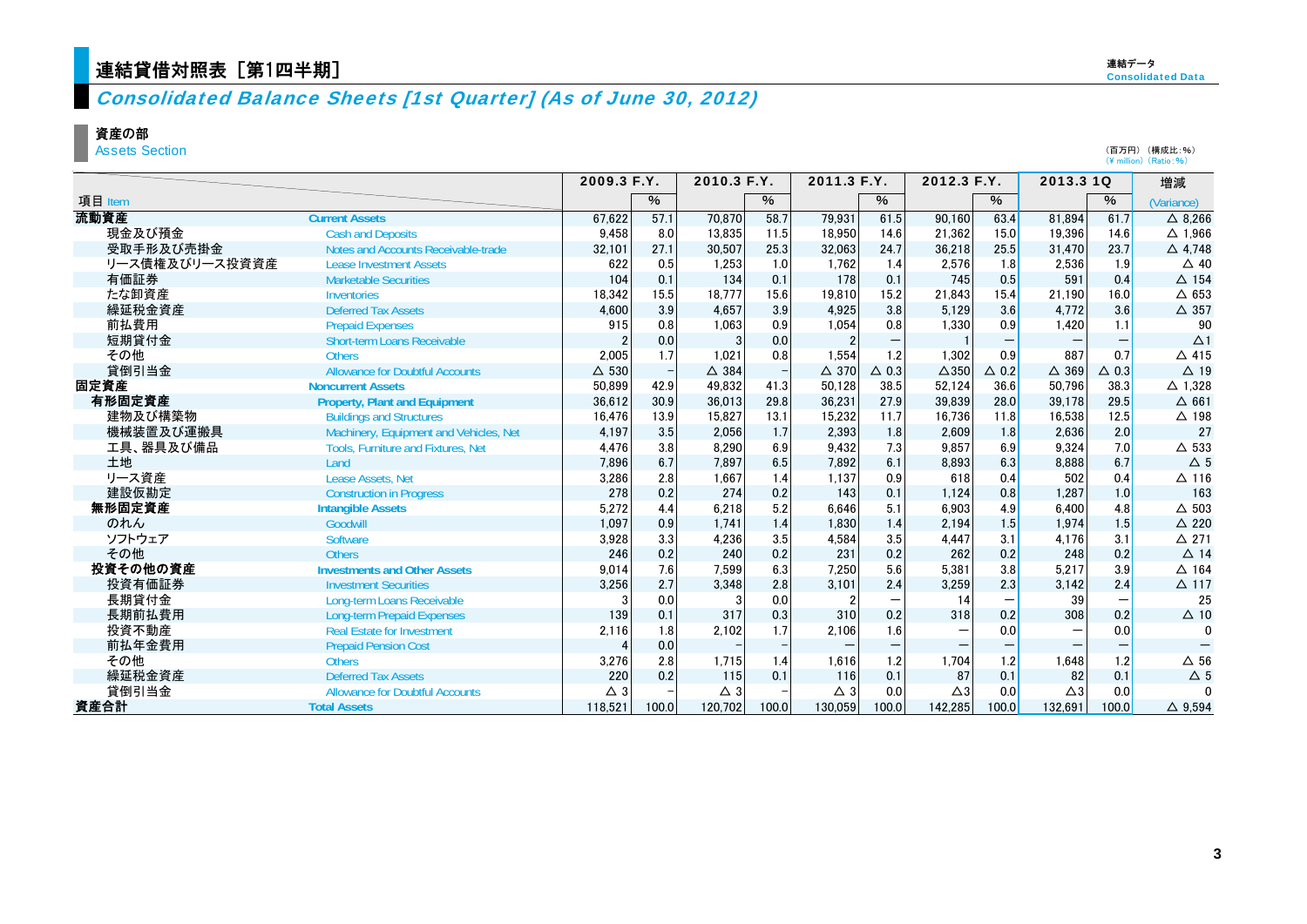# 連結貸借対照表［第1四半期］

## Consolidated Balance Sheets [1st Quarter] (As of June 30, 2012)

### 資産の部
Assets Section

（百万円）（構成比：%）
(¥ million) (Ratio: %)

| 項目 Item | | 2009.3 F.Y. | % | 2010.3 F.Y. | % | 2011.3 F.Y. | % | 2012.3 F.Y. | % | 2013.3 1Q | % | 増減 (Variance) |
|---|---|---|---|---|---|---|---|---|---|---|---|---|
| 流動資産 | Current Assets | 67,622 | 57.1 | 70,870 | 58.7 | 79,931 | 61.5 | 90,160 | 63.4 | 81,894 | 61.7 | △ 8,266 |
| 現金及び預金 | Cash and Deposits | 9,458 | 8.0 | 13,835 | 11.5 | 18,950 | 14.6 | 21,362 | 15.0 | 19,396 | 14.6 | △ 1,966 |
| 受取手形及び売掛金 | Notes and Accounts Receivable-trade | 32,101 | 27.1 | 30,507 | 25.3 | 32,063 | 24.7 | 36,218 | 25.5 | 31,470 | 23.7 | △ 4,748 |
| リース債権及びリース投資資産 | Lease Investment Assets | 622 | 0.5 | 1,253 | 1.0 | 1,762 | 1.4 | 2,576 | 1.8 | 2,536 | 1.9 | △ 40 |
| 有価証券 | Marketable Securities | 104 | 0.1 | 134 | 0.1 | 178 | 0.1 | 745 | 0.5 | 591 | 0.4 | △ 154 |
| たな卸資産 | Inventories | 18,342 | 15.5 | 18,777 | 15.6 | 19,810 | 15.2 | 21,843 | 15.4 | 21,190 | 16.0 | △ 653 |
| 繰延税金資産 | Deferred Tax Assets | 4,600 | 3.9 | 4,657 | 3.9 | 4,925 | 3.8 | 5,129 | 3.6 | 4,772 | 3.6 | △ 357 |
| 前払費用 | Prepaid Expenses | 915 | 0.8 | 1,063 | 0.9 | 1,054 | 0.8 | 1,330 | 0.9 | 1,420 | 1.1 | 90 |
| 短期貸付金 | Short-term Loans Receivable | 2 | 0.0 | 3 | 0.0 | 2 | — | 1 | — | — | — | △1 |
| その他 | Others | 2,005 | 1.7 | 1,021 | 0.8 | 1,554 | 1.2 | 1,302 | 0.9 | 887 | 0.7 | △ 415 |
| 貸倒引当金 | Allowance for Doubtful Accounts | △ 530 | − | △ 384 | − | △ 370 | △ 0.3 | △350 | △ 0.2 | △ 369 | △ 0.3 | △ 19 |
| 固定資産 | Noncurrent Assets | 50,899 | 42.9 | 49,832 | 41.3 | 50,128 | 38.5 | 52,124 | 36.6 | 50,796 | 38.3 | △ 1,328 |
| 有形固定資産 | Property, Plant and Equipment | 36,612 | 30.9 | 36,013 | 29.8 | 36,231 | 27.9 | 39,839 | 28.0 | 39,178 | 29.5 | △ 661 |
| 建物及び構築物 | Buildings and Structures | 16,476 | 13.9 | 15,827 | 13.1 | 15,232 | 11.7 | 16,736 | 11.8 | 16,538 | 12.5 | △ 198 |
| 機械装置及び運搬具 | Machinery, Equipment and Vehicles, Net | 4,197 | 3.5 | 2,056 | 1.7 | 2,393 | 1.8 | 2,609 | 1.8 | 2,636 | 2.0 | 27 |
| 工具、器具及び備品 | Tools, Furniture and Fixtures, Net | 4,476 | 3.8 | 8,290 | 6.9 | 9,432 | 7.3 | 9,857 | 6.9 | 9,324 | 7.0 | △ 533 |
| 土地 | Land | 7,896 | 6.7 | 7,897 | 6.5 | 7,892 | 6.1 | 8,893 | 6.3 | 8,888 | 6.7 | △ 5 |
| リース資産 | Lease Assets, Net | 3,286 | 2.8 | 1,667 | 1.4 | 1,137 | 0.9 | 618 | 0.4 | 502 | 0.4 | △ 116 |
| 建設仮勘定 | Construction in Progress | 278 | 0.2 | 274 | 0.2 | 143 | 0.1 | 1,124 | 0.8 | 1,287 | 1.0 | 163 |
| 無形固定資産 | Intangible Assets | 5,272 | 4.4 | 6,218 | 5.2 | 6,646 | 5.1 | 6,903 | 4.9 | 6,400 | 4.8 | △ 503 |
| のれん | Goodwill | 1,097 | 0.9 | 1,741 | 1.4 | 1,830 | 1.4 | 2,194 | 1.5 | 1,974 | 1.5 | △ 220 |
| ソフトウェア | Software | 3,928 | 3.3 | 4,236 | 3.5 | 4,584 | 3.5 | 4,447 | 3.1 | 4,176 | 3.1 | △ 271 |
| その他 | Others | 246 | 0.2 | 240 | 0.2 | 231 | 0.2 | 262 | 0.2 | 248 | 0.2 | △ 14 |
| 投資その他の資産 | Investments and Other Assets | 9,014 | 7.6 | 7,599 | 6.3 | 7,250 | 5.6 | 5,381 | 3.8 | 5,217 | 3.9 | △ 164 |
| 投資有価証券 | Investment Securities | 3,256 | 2.7 | 3,348 | 2.8 | 3,101 | 2.4 | 3,259 | 2.3 | 3,142 | 2.4 | △ 117 |
| 長期貸付金 | Long-term Loans Receivable | 3 | 0.0 | 3 | 0.0 | 2 | — | 14 | — | 39 | — | 25 |
| 長期前払費用 | Long-term Prepaid Expenses | 139 | 0.1 | 317 | 0.3 | 310 | 0.2 | 318 | 0.2 | 308 | 0.2 | △ 10 |
| 投資不動産 | Real Estate for Investment | 2,116 | 1.8 | 2,102 | 1.7 | 2,106 | 1.6 | — | 0.0 | — | 0.0 | 0 |
| 前払年金費用 | Prepaid Pension Cost | 4 | 0.0 | − | − | — | — | — | — | — | — | — |
| その他 | Others | 3,276 | 2.8 | 1,715 | 1.4 | 1,616 | 1.2 | 1,704 | 1.2 | 1,648 | 1.2 | △ 56 |
| 繰延税金資産 | Deferred Tax Assets | 220 | 0.2 | 115 | 0.1 | 116 | 0.1 | 87 | 0.1 | 82 | 0.1 | △ 5 |
| 貸倒引当金 | Allowance for Doubtful Accounts | △ 3 | − | △ 3 | − | △ 3 | 0.0 | △3 | 0.0 | △3 | 0.0 | 0 |
| 資産合計 | Total Assets | 118,521 | 100.0 | 120,702 | 100.0 | 130,059 | 100.0 | 142,285 | 100.0 | 132,691 | 100.0 | △ 9,594 |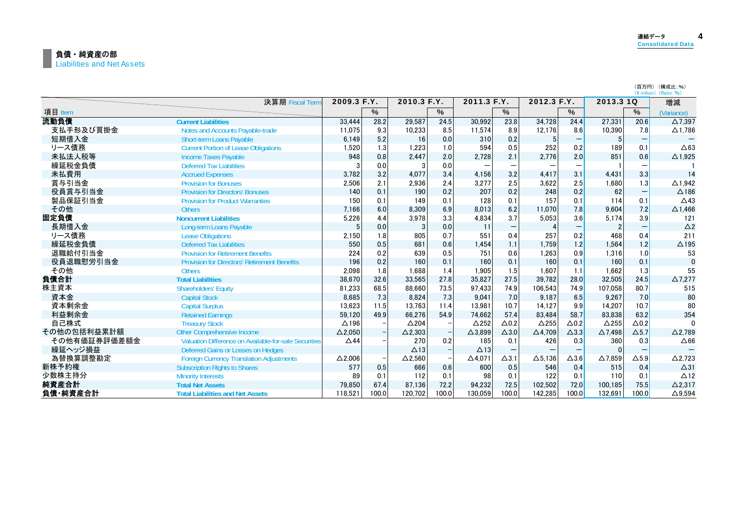## 負債・純資産の部
Liabilities and Net Assets

（百万円）（構成比：%）
（¥ million）（Ratio：%）

| 項目 Item | | 2009.3 F.Y. | % | 2010.3 F.Y. | % | 2011.3 F.Y. | % | 2012.3 F.Y. | % | 2013.3 1Q | % | 増減 (Variance) |
|---|---|---|---|---|---|---|---|---|---|---|---|---|
| **流動負債** | **Current Liabilities** | 33,444 | 28.2 | 29,587 | 24.5 | 30,992 | 23.8 | 34,728 | 24.4 | 27,331 | 20.6 | △7,397 |
| 支払手形及び買掛金 | Notes and Accounts Payable-trade | 11,075 | 9.3 | 10,233 | 8.5 | 11,574 | 8.9 | 12,176 | 8.6 | 10,390 | 7.8 | △1,786 |
| 短期借入金 | Short-term Loans Payable | 6,149 | 5.2 | 16 | 0.0 | 310 | 0.2 | 5 | ― | 5 | ― | ― |
| リース債務 | Current Portion of Lease Obligations | 1,520 | 1.3 | 1,223 | 1.0 | 594 | 0.5 | 252 | 0.2 | 189 | 0.1 | △63 |
| 未払法人税等 | Income Taxes Payable | 948 | 0.8 | 2,447 | 2.0 | 2,728 | 2.1 | 2,776 | 2.0 | 851 | 0.6 | △1,925 |
| 繰延税金負債 | Deferred Tax Liabilities | 3 | 0.0 | 3 | 0.0 | ― | ― | ― | ― | 1 | ― | 1 |
| 未払費用 | Accrued Expenses | 3,782 | 3.2 | 4,077 | 3.4 | 4,156 | 3.2 | 4,417 | 3.1 | 4,431 | 3.3 | 14 |
| 賞与引当金 | Provision for Bonuses | 2,506 | 2.1 | 2,936 | 2.4 | 3,277 | 2.5 | 3,622 | 2.5 | 1,680 | 1.3 | △1,942 |
| 役員賞与引当金 | Provision for Directors' Bonuses | 140 | 0.1 | 190 | 0.2 | 207 | 0.2 | 248 | 0.2 | 62 | ― | △186 |
| 製品保証引当金 | Provision for Product Warranties | 150 | 0.1 | 149 | 0.1 | 128 | 0.1 | 157 | 0.1 | 114 | 0.1 | △43 |
| その他 | Others | 7,166 | 6.0 | 8,309 | 6.9 | 8,013 | 6.2 | 11,070 | 7.8 | 9,604 | 7.2 | △1,466 |
| **固定負債** | **Noncurrent Liabilities** | 5,226 | 4.4 | 3,978 | 3.3 | 4,834 | 3.7 | 5,053 | 3.6 | 5,174 | 3.9 | 121 |
| 長期借入金 | Long-term Loans Payable | 5 | 0.0 | 3 | 0.0 | 11 | ― | 4 | ― | 2 | ― | △2 |
| リース債務 | Lease Obligations | 2,150 | 1.8 | 805 | 0.7 | 551 | 0.4 | 257 | 0.2 | 468 | 0.4 | 211 |
| 繰延税金負債 | Deferred Tax Liabilities | 550 | 0.5 | 681 | 0.6 | 1,454 | 1.1 | 1,759 | 1.2 | 1,564 | 1.2 | △195 |
| 退職給付引当金 | Provision for Retirement Benefits | 224 | 0.2 | 639 | 0.5 | 751 | 0.6 | 1,263 | 0.9 | 1,316 | 1.0 | 53 |
| 役員退職慰労引当金 | Provision for Directors' Retirement Benefits | 196 | 0.2 | 160 | 0.1 | 160 | 0.1 | 160 | 0.1 | 160 | 0.1 | 0 |
| その他 | Others | 2,098 | 1.8 | 1,688 | 1.4 | 1,905 | 1.5 | 1,607 | 1.1 | 1,662 | 1.3 | 55 |
| **負債合計** | **Total Liabilities** | 38,670 | 32.6 | 33,565 | 27.8 | 35,827 | 27.5 | 39,782 | 28.0 | 32,505 | 24.5 | △7,277 |
| 株主資本 | Shareholders' Equity | 81,233 | 68.5 | 88,660 | 73.5 | 97,433 | 74.9 | 106,543 | 74.9 | 107,058 | 80.7 | 515 |
| 資本金 | Capital Stock | 8,685 | 7.3 | 8,824 | 7.3 | 9,041 | 7.0 | 9,187 | 6.5 | 9,267 | 7.0 | 80 |
| 資本剰余金 | Capital Surplus | 13,623 | 11.5 | 13,763 | 11.4 | 13,981 | 10.7 | 14,127 | 9.9 | 14,207 | 10.7 | 80 |
| 利益剰余金 | Retained Earnings | 59,120 | 49.9 | 66,276 | 54.9 | 74,662 | 57.4 | 83,484 | 58.7 | 83,838 | 63.2 | 354 |
| 自己株式 | Treasury Stock | △196 | − | △204 | − | △252 | △0.2 | △255 | △0.2 | △255 | △0.2 | 0 |
| その他の包括利益累計額 | Other Comprehensive Income | △2,050 | − | △2,303 | − | △3,899 | △3.0 | △4,709 | △3.3 | △7,498 | △5.7 | △2,789 |
| その他有価証券評価差額金 | Valuation Difference on Available-for-sale Securities | △44 | − | 270 | 0.2 | 185 | 0.1 | 426 | 0.3 | 360 | 0.3 | △66 |
| 繰延ヘッジ損益 | Deferred Gains or Losses on Hedges | | | △13 | − | △13 | ― | ― | ― | 0 | ― | ― |
| 為替換算調整勘定 | Foreign Currency Translation Adjustments | △2,006 | − | △2,560 | − | △4,071 | △3.1 | △5,136 | △3.6 | △7,859 | △5.9 | △2,723 |
| 新株予約権 | Subscription Rights to Shares | 577 | 0.5 | 666 | 0.6 | 600 | 0.5 | 546 | 0.4 | 515 | 0.4 | △31 |
| 少数株主持分 | Minority Interests | 89 | 0.1 | 112 | 0.1 | 98 | 0.1 | 122 | 0.1 | 110 | 0.1 | △12 |
| **純資産合計** | **Total Net Assets** | 79,850 | 67.4 | 87,136 | 72.2 | 94,232 | 72.5 | 102,502 | 72.0 | 100,185 | 75.5 | △2,317 |
| **負債・純資産合計** | **Total Liabilities and Net Assets** | 118,521 | 100.0 | 120,702 | 100.0 | 130,059 | 100.0 | 142,285 | 100.0 | 132,691 | 100.0 | △9,594 |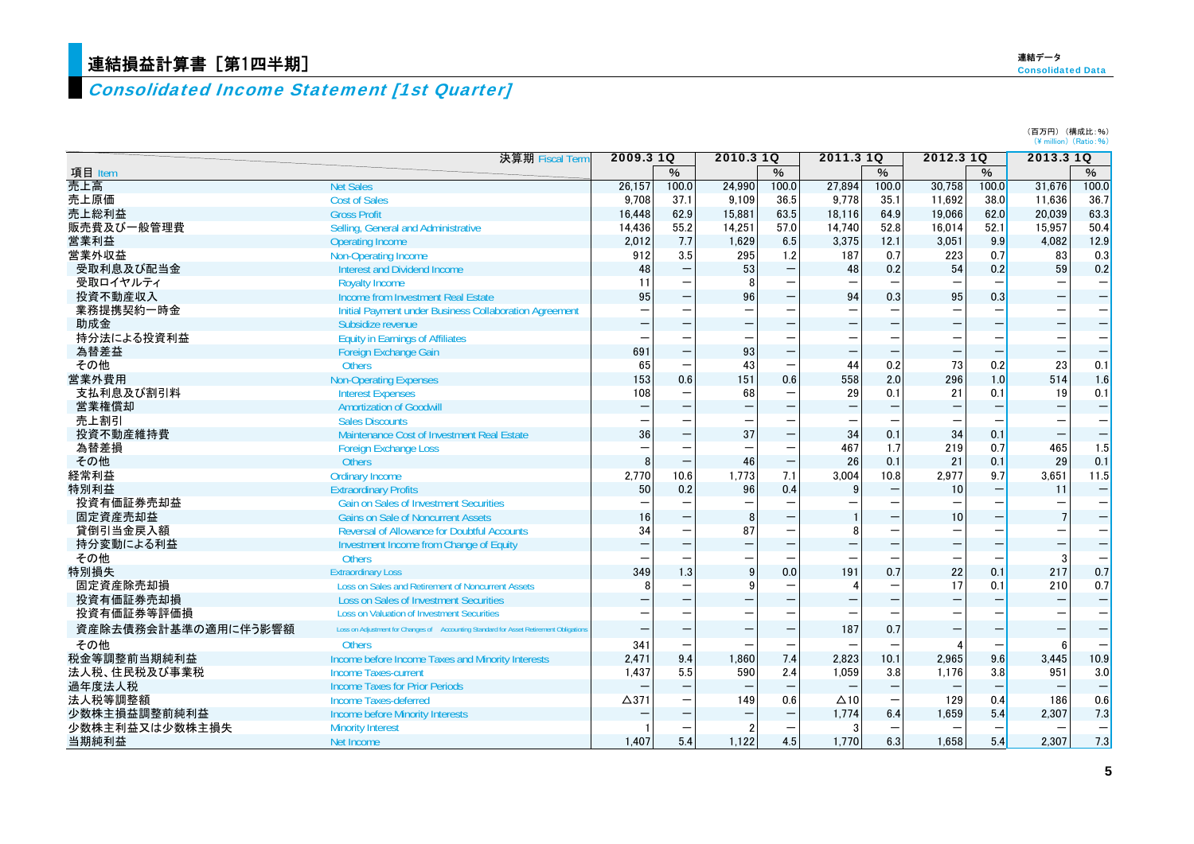# 連結損益計算書［第1四半期］

## *Consolidated Income Statement [1st Quarter]*

連結データ
Consolidated Data

（百万円）（構成比：%）
(¥ million) (Ratio: %)

| 項目 Item | 決算期 Fiscal Term | 2009.3 1Q | % | 2010.3 1Q | % | 2011.3 1Q | % | 2012.3 1Q | % | 2013.3 1Q | % |
|---|---|---|---|---|---|---|---|---|---|---|---|
| 売上高 | Net Sales | 26,157 | 100.0 | 24,990 | 100.0 | 27,894 | 100.0 | 30,758 | 100.0 | 31,676 | 100.0 |
| 売上原価 | Cost of Sales | 9,708 | 37.1 | 9,109 | 36.5 | 9,778 | 35.1 | 11,692 | 38.0 | 11,636 | 36.7 |
| 売上総利益 | Gross Profit | 16,448 | 62.9 | 15,881 | 63.5 | 18,116 | 64.9 | 19,066 | 62.0 | 20,039 | 63.3 |
| 販売費及び一般管理費 | Selling, General and Administrative | 14,436 | 55.2 | 14,251 | 57.0 | 14,740 | 52.8 | 16,014 | 52.1 | 15,957 | 50.4 |
| 営業利益 | Operating Income | 2,012 | 7.7 | 1,629 | 6.5 | 3,375 | 12.1 | 3,051 | 9.9 | 4,082 | 12.9 |
| 営業外収益 | Non-Operating Income | 912 | 3.5 | 295 | 1.2 | 187 | 0.7 | 223 | 0.7 | 83 | 0.3 |
| 受取利息及び配当金 | Interest and Dividend Income | 48 | — | 53 | — | 48 | 0.2 | 54 | 0.2 | 59 | 0.2 |
| 受取ロイヤルティ | Royalty Income | 11 | — | 8 | — | — | — | — | — | — | — |
| 投資不動産収入 | Income from Investment Real Estate | 95 | — | 96 | — | 94 | 0.3 | 95 | 0.3 | — | — |
| 業務提携契約一時金 | Initial Payment under Business Collaboration Agreement | — | — | — | — | — | — | — | — | — | — |
| 助成金 | Subsidize revenue | — | — | — | — | — | — | — | — | — | — |
| 持分法による投資利益 | Equity in Earnings of Affiliates | — | — | — | — | — | — | — | — | — | — |
| 為替差益 | Foreign Exchange Gain | 691 | — | 93 | — | — | — | — | — | — | — |
| その他 | Others | 65 | — | 43 | — | 44 | 0.2 | 73 | 0.2 | 23 | 0.1 |
| 営業外費用 | Non-Operating Expenses | 153 | 0.6 | 151 | 0.6 | 558 | 2.0 | 296 | 1.0 | 514 | 1.6 |
| 支払利息及び割引料 | Interest Expenses | 108 | — | 68 | — | 29 | 0.1 | 21 | 0.1 | 19 | 0.1 |
| 営業権償却 | Amortization of Goodwill | — | — | — | — | — | — | — | — | — | — |
| 売上割引 | Sales Discounts | — | — | — | — | — | — | — | — | — | — |
| 投資不動産維持費 | Maintenance Cost of Investment Real Estate | 36 | — | 37 | — | 34 | 0.1 | 34 | 0.1 | — | — |
| 為替差損 | Foreign Exchange Loss | — | — | — | — | 467 | 1.7 | 219 | 0.7 | 465 | 1.5 |
| その他 | Others | 8 | — | 46 | — | 26 | 0.1 | 21 | 0.1 | 29 | 0.1 |
| 経常利益 | Ordinary Income | 2,770 | 10.6 | 1,773 | 7.1 | 3,004 | 10.8 | 2,977 | 9.7 | 3,651 | 11.5 |
| 特別利益 | Extraordinary Profits | 50 | 0.2 | 96 | 0.4 | 9 | — | 10 | — | 11 | — |
| 投資有価証券売却益 | Gain on Sales of Investment Securities | — | — | — | — | — | — | — | — | — | — |
| 固定資産売却益 | Gains on Sale of Noncurrent Assets | 16 | — | 8 | — | 1 | — | 10 | — | 7 | — |
| 貸倒引当金戻入額 | Reversal of Allowance for Doubtful Accounts | 34 | — | 87 | — | 8 | — | — | — | — | — |
| 持分変動による利益 | Investment Income from Change of Equity | — | — | — | — | — | — | — | — | — | — |
| その他 | Others | — | — | — | — | — | — | — | — | 3 | — |
| 特別損失 | Extraordinary Loss | 349 | 1.3 | 9 | 0.0 | 191 | 0.7 | 22 | 0.1 | 217 | 0.7 |
| 固定資産除売却損 | Loss on Sales and Retirement of Noncurrent Assets | 8 | — | 9 | — | 4 | — | 17 | 0.1 | 210 | 0.7 |
| 投資有価証券売却損 | Loss on Sales of Investment Securities | — | — | — | — | — | — | — | — | — | — |
| 投資有価証券等評価損 | Loss on Valuation of Investment Securities | — | — | — | — | — | — | — | — | — | — |
| 資産除去債務会計基準の適用に伴う影響額 | Loss on Adjustment for Changes of Accounting Standard for Asset Retirement Obligations | — | — | — | — | 187 | 0.7 | — | — | — | — |
| その他 | Others | 341 | — | — | — | — | — | 4 | — | 6 | — |
| 税金等調整前当期純利益 | Income before Income Taxes and Minority Interests | 2,471 | 9.4 | 1,860 | 7.4 | 2,823 | 10.1 | 2,965 | 9.6 | 3,445 | 10.9 |
| 法人税、住民税及び事業税 | Income Taxes-current | 1,437 | 5.5 | 590 | 2.4 | 1,059 | 3.8 | 1,176 | 3.8 | 951 | 3.0 |
| 過年度法人税 | Income Taxes for Prior Periods | — | — | — | — | — | — | — | — | — | — |
| 法人税等調整額 | Income Taxes-deferred | △371 | — | 149 | 0.6 | △10 | — | 129 | 0.4 | 186 | 0.6 |
| 少数株主損益調整前純利益 | Income before Minority Interests | — | — | — | — | 1,774 | 6.4 | 1,659 | 5.4 | 2,307 | 7.3 |
| 少数株主利益又は少数株主損失 | Minority Interest | 1 | — | 2 | — | 3 | — | — | — | — | — |
| 当期純利益 | Net Income | 1,407 | 5.4 | 1,122 | 4.5 | 1,770 | 6.3 | 1,658 | 5.4 | 2,307 | 7.3 |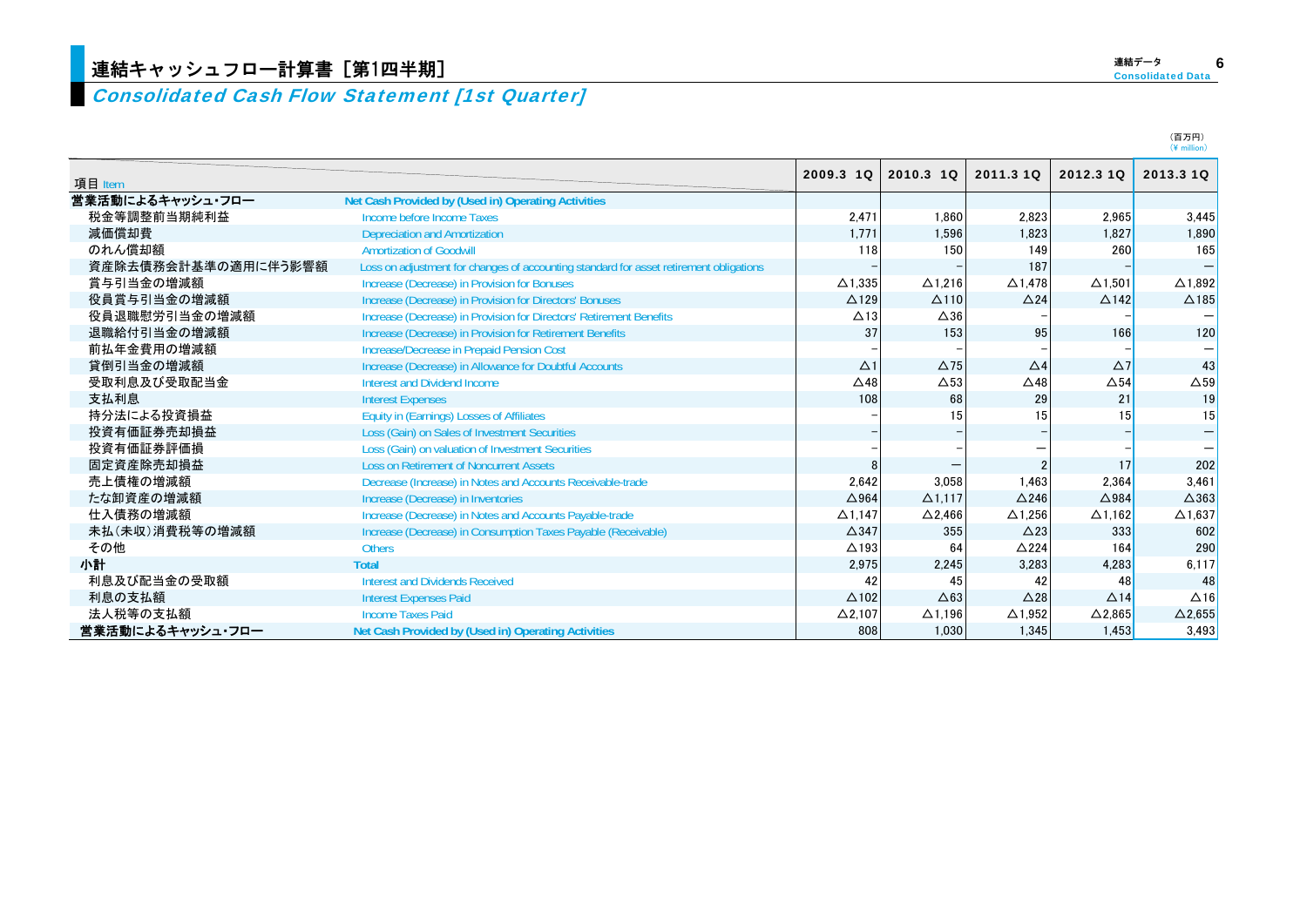# 連結キャッシュフロー計算書［第1四半期］
## *Consolidated Cash Flow Statement [1st Quarter]*

（百万円）
（¥ million）

| 項目 Item | | 2009.3 1Q | 2010.3 1Q | 2011.3 1Q | 2012.3 1Q | 2013.3 1Q |
|---|---|---|---|---|---|---|
| **営業活動によるキャッシュ・フロー** | **Net Cash Provided by (Used in) Operating Activities** | | | | | |
| 税金等調整前当期純利益 | Income before Income Taxes | 2,471 | 1,860 | 2,823 | 2,965 | 3,445 |
| 減価償却費 | Depreciation and Amortization | 1,771 | 1,596 | 1,823 | 1,827 | 1,890 |
| のれん償却額 | Amortization of Goodwill | 118 | 150 | 149 | 260 | 165 |
| 資産除去債務会計基準の適用に伴う影響額 | Loss on adjustment for changes of accounting standard for asset retirement obligations | − | − | 187 | − | − |
| 賞与引当金の増減額 | Increase (Decrease) in Provision for Bonuses | △1,335 | △1,216 | △1,478 | △1,501 | △1,892 |
| 役員賞与引当金の増減額 | Increase (Decrease) in Provision for Directors' Bonuses | △129 | △110 | △24 | △142 | △185 |
| 役員退職慰労引当金の増減額 | Increase (Decrease) in Provision for Directors' Retirement Benefits | △13 | △36 | − | − | − |
| 退職給付引当金の増減額 | Increase (Decrease) in Provision for Retirement Benefits | 37 | 153 | 95 | 166 | 120 |
| 前払年金費用の増減額 | Increase/Decrease in Prepaid Pension Cost | − | − | − | − | − |
| 貸倒引当金の増減額 | Increase (Decrease) in Allowance for Doubtful Accounts | △1 | △75 | △4 | △7 | 43 |
| 受取利息及び受取配当金 | Interest and Dividend Income | △48 | △53 | △48 | △54 | △59 |
| 支払利息 | Interest Expenses | 108 | 68 | 29 | 21 | 19 |
| 持分法による投資損益 | Equity in (Earnings) Losses of Affiliates | − | 15 | 15 | 15 | 15 |
| 投資有価証券売却損益 | Loss (Gain) on Sales of Investment Securities | − | − | − | − | − |
| 投資有価証券評価損 | Loss (Gain) on valuation of Investment Securities | − | − | − | − | − |
| 固定資産除売却損益 | Loss on Retirement of Noncurrent Assets | 8 | − | 2 | 17 | 202 |
| 売上債権の増減額 | Decrease (Increase) in Notes and Accounts Receivable-trade | 2,642 | 3,058 | 1,463 | 2,364 | 3,461 |
| たな卸資産の増減額 | Increase (Decrease) in Inventories | △964 | △1,117 | △246 | △984 | △363 |
| 仕入債務の増減額 | Increase (Decrease) in Notes and Accounts Payable-trade | △1,147 | △2,466 | △1,256 | △1,162 | △1,637 |
| 未払（未収）消費税等の増減額 | Increase (Decrease) in Consumption Taxes Payable (Receivable) | △347 | 355 | △23 | 333 | 602 |
| その他 | Others | △193 | 64 | △224 | 164 | 290 |
| **小計** | **Total** | 2,975 | 2,245 | 3,283 | 4,283 | 6,117 |
| 利息及び配当金の受取額 | Interest and Dividends Received | 42 | 45 | 42 | 48 | 48 |
| 利息の支払額 | Interest Expenses Paid | △102 | △63 | △28 | △14 | △16 |
| 法人税等の支払額 | Income Taxes Paid | △2,107 | △1,196 | △1,952 | △2,865 | △2,655 |
| **営業活動によるキャッシュ・フロー** | **Net Cash Provided by (Used in) Operating Activities** | 808 | 1,030 | 1,345 | 1,453 | 3,493 |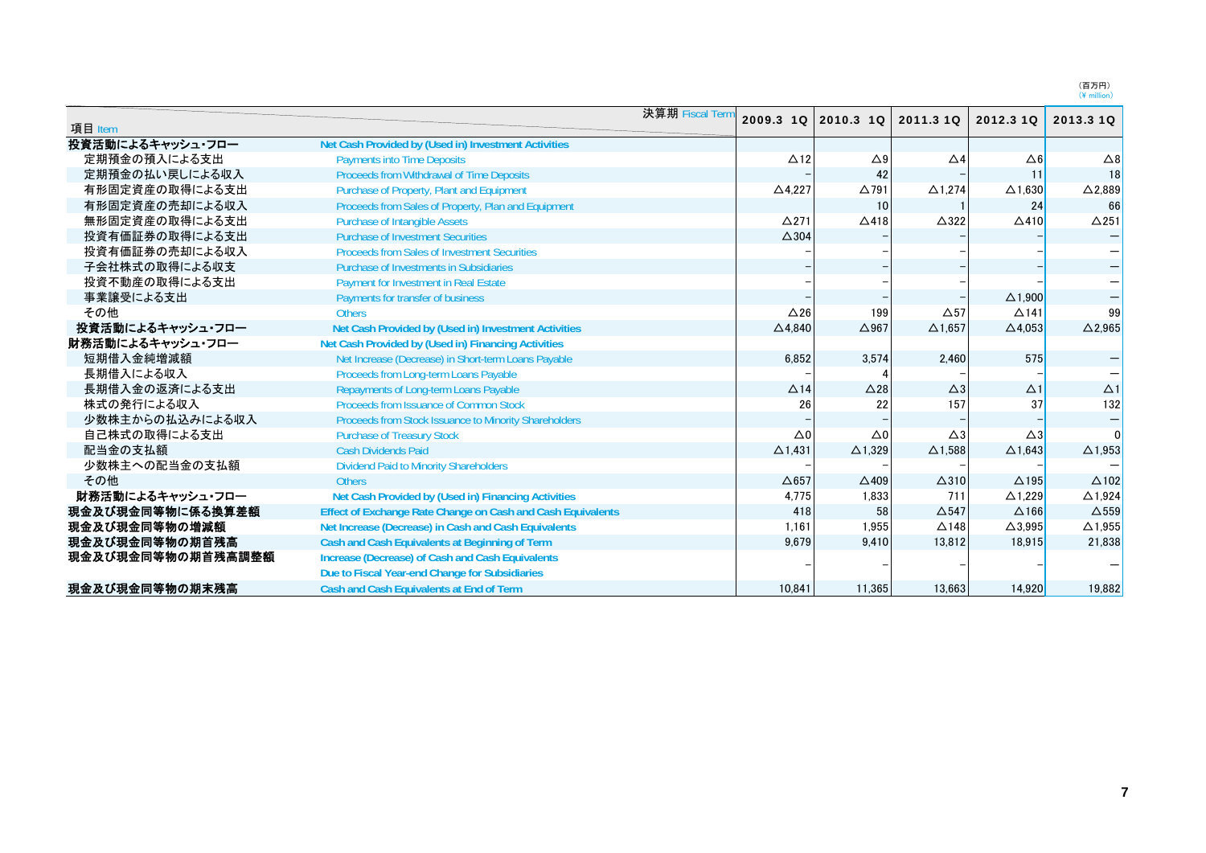（百万円）
（¥ million）

| 項目 Item | 決算期 Fiscal Term | 2009.3 1Q | 2010.3 1Q | 2011.3 1Q | 2012.3 1Q | 2013.3 1Q |
|---|---|---|---|---|---|---|
| **投資活動によるキャッシュ・フロー** | **Net Cash Provided by (Used in) Investment Activities** | | | | | |
| 定期預金の預入による支出 | Payments into Time Deposits | △12 | △9 | △4 | △6 | △8 |
| 定期預金の払い戻しによる収入 | Proceeds from Withdrawal of Time Deposits | – | 42 | – | 11 | 18 |
| 有形固定資産の取得による支出 | Purchase of Property, Plant and Equipment | △4,227 | △791 | △1,274 | △1,630 | △2,889 |
| 有形固定資産の売却による収入 | Proceeds from Sales of Property, Plan and Equipment | | 10 | 1 | 24 | 66 |
| 無形固定資産の取得による支出 | Purchase of Intangible Assets | △271 | △418 | △322 | △410 | △251 |
| 投資有価証券の取得による支出 | Purchase of Investment Securities | △304 | – | – | – | – |
| 投資有価証券の売却による収入 | Proceeds from Sales of Investment Securities | – | – | – | – | – |
| 子会社株式の取得による収支 | Purchase of Investments in Subsidiaries | – | – | – | – | – |
| 投資不動産の取得による支出 | Payment for Investment in Real Estate | – | – | – | – | – |
| 事業譲受による支出 | Payments for transfer of business | – | – | – | △1,900 | – |
| その他 | Others | △26 | 199 | △57 | △141 | 99 |
| **投資活動によるキャッシュ・フロー** | **Net Cash Provided by (Used in) Investment Activities** | △4,840 | △967 | △1,657 | △4,053 | △2,965 |
| **財務活動によるキャッシュ・フロー** | **Net Cash Provided by (Used in) Financing Activities** | | | | | |
| 短期借入金純増減額 | Net Increase (Decrease) in Short-term Loans Payable | 6,852 | 3,574 | 2,460 | 575 | – |
| 長期借入による収入 | Proceeds from Long-term Loans Payable | – | 4 | – | – | – |
| 長期借入金の返済による支出 | Repayments of Long-term Loans Payable | △14 | △28 | △3 | △1 | △1 |
| 株式の発行による収入 | Proceeds from Issuance of Common Stock | 26 | 22 | 157 | 37 | 132 |
| 少数株主からの払込みによる収入 | Proceeds from Stock Issuance to Minority Shareholders | – | – | – | – | – |
| 自己株式の取得による支出 | Purchase of Treasury Stock | △0 | △0 | △3 | △3 | 0 |
| 配当金の支払額 | Cash Dividends Paid | △1,431 | △1,329 | △1,588 | △1,643 | △1,953 |
| 少数株主への配当金の支払額 | Dividend Paid to Minority Shareholders | – | – | – | – | – |
| その他 | Others | △657 | △409 | △310 | △195 | △102 |
| **財務活動によるキャッシュ・フロー** | **Net Cash Provided by (Used in) Financing Activities** | 4,775 | 1,833 | 711 | △1,229 | △1,924 |
| **現金及び現金同等物に係る換算差額** | **Effect of Exchange Rate Change on Cash and Cash Equivalents** | 418 | 58 | △547 | △166 | △559 |
| **現金及び現金同等物の増減額** | **Net Increase (Decrease) in Cash and Cash Equivalents** | 1,161 | 1,955 | △148 | △3,995 | △1,955 |
| **現金及び現金同等物の期首残高** | **Cash and Cash Equivalents at Beginning of Term** | 9,679 | 9,410 | 13,812 | 18,915 | 21,838 |
| **現金及び現金同等物の期首残高調整額** | **Increase (Decrease) of Cash and Cash Equivalents Due to Fiscal Year-end Change for Subsidiaries** | – | – | – | – | – |
| **現金及び現金同等物の期末残高** | **Cash and Cash Equivalents at End of Term** | 10,841 | 11,365 | 13,663 | 14,920 | 19,882 |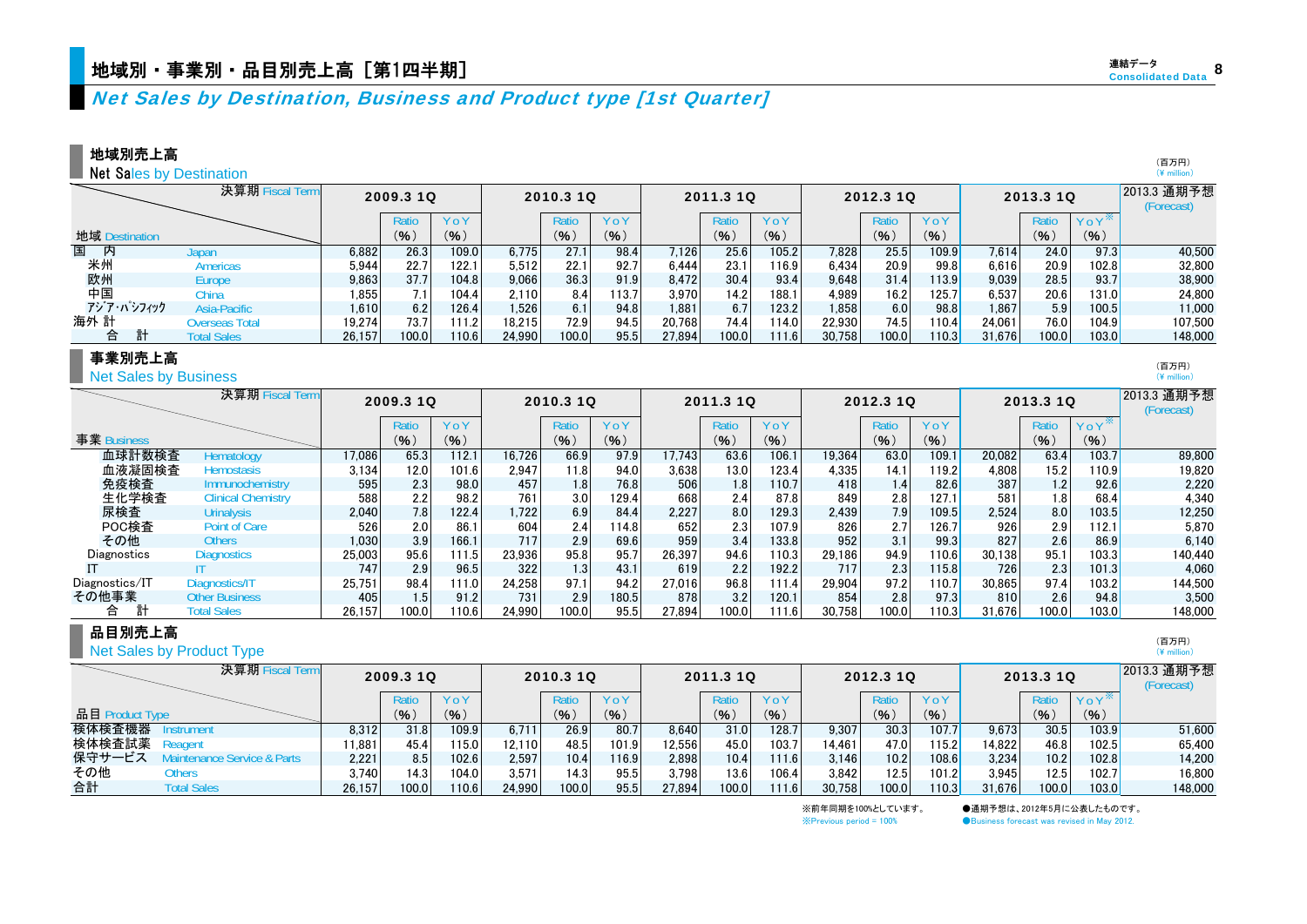# 地域別・事業別・品目別売上高［第1四半期］

## *Net Sales by Destination, Business and Product type [1st Quarter]*

### 地域別売上高
Net Sales by Destination

（百万円）(¥ million)

| 決算期 Fiscal Term / 地域 Destination | | 2009.3 1Q | Ratio (%) | YoY (%) | 2010.3 1Q | Ratio (%) | YoY (%) | 2011.3 1Q | Ratio (%) | YoY (%) | 2012.3 1Q | Ratio (%) | YoY (%) | 2013.3 1Q | Ratio (%) | YoY※ (%) | 2013.3 通期予想 (Forecast) |
|---|---|---|---|---|---|---|---|---|---|---|---|---|---|---|---|---|---|
| 国内 | Japan | 6,882 | 26.3 | 109.0 | 6,775 | 27.1 | 98.4 | 7,126 | 25.6 | 105.2 | 7,828 | 25.5 | 109.9 | 7,614 | 24.0 | 97.3 | 40,500 |
| 米州 | Americas | 5,944 | 22.7 | 122.1 | 5,512 | 22.1 | 92.7 | 6,444 | 23.1 | 116.9 | 6,434 | 20.9 | 99.8 | 6,616 | 20.9 | 102.8 | 32,800 |
| 欧州 | Europe | 9,863 | 37.7 | 104.8 | 9,066 | 36.3 | 91.9 | 8,472 | 30.4 | 93.4 | 9,648 | 31.4 | 113.9 | 9,039 | 28.5 | 93.7 | 38,900 |
| 中国 | China | 1,855 | 7.1 | 104.4 | 2,110 | 8.4 | 113.7 | 3,970 | 14.2 | 188.1 | 4,989 | 16.2 | 125.7 | 6,537 | 20.6 | 131.0 | 24,800 |
| ｱｼﾞｱ･ﾊﾟｼﾌｨｯｸ | Asia-Pacific | 1,610 | 6.2 | 126.4 | 1,526 | 6.1 | 94.8 | 1,881 | 6.7 | 123.2 | 1,858 | 6.0 | 98.8 | 1,867 | 5.9 | 100.5 | 11,000 |
| 海外計 | Overseas Total | 19,274 | 73.7 | 111.2 | 18,215 | 72.9 | 94.5 | 20,768 | 74.4 | 114.0 | 22,930 | 74.5 | 110.4 | 24,061 | 76.0 | 104.9 | 107,500 |
| 合計 | Total Sales | 26,157 | 100.0 | 110.6 | 24,990 | 100.0 | 95.5 | 27,894 | 100.0 | 111.6 | 30,758 | 100.0 | 110.3 | 31,676 | 100.0 | 103.0 | 148,000 |

### 事業別売上高
Net Sales by Business

（百万円）(¥ million)

| 決算期 Fiscal Term / 事業 Business | | 2009.3 1Q | Ratio (%) | YoY (%) | 2010.3 1Q | Ratio (%) | YoY (%) | 2011.3 1Q | Ratio (%) | YoY (%) | 2012.3 1Q | Ratio (%) | YoY (%) | 2013.3 1Q | Ratio (%) | YoY※ (%) | 2013.3 通期予想 (Forecast) |
|---|---|---|---|---|---|---|---|---|---|---|---|---|---|---|---|---|---|
| 血球計数検査 | Hematology | 17,086 | 65.3 | 112.1 | 16,726 | 66.9 | 97.9 | 17,743 | 63.6 | 106.1 | 19,364 | 63.0 | 109.1 | 20,082 | 63.4 | 103.7 | 89,800 |
| 血液凝固検査 | Hemostasis | 3,134 | 12.0 | 101.6 | 2,947 | 11.8 | 94.0 | 3,638 | 13.0 | 123.4 | 4,335 | 14.1 | 119.2 | 4,808 | 15.2 | 110.9 | 19,820 |
| 免疫検査 | Immunochemistry | 595 | 2.3 | 98.0 | 457 | 1.8 | 76.8 | 506 | 1.8 | 110.7 | 418 | 1.4 | 82.6 | 387 | 1.2 | 92.6 | 2,220 |
| 生化学検査 | Clinical Chemistry | 588 | 2.2 | 98.2 | 761 | 3.0 | 129.4 | 668 | 2.4 | 87.8 | 849 | 2.8 | 127.1 | 581 | 1.8 | 68.4 | 4,340 |
| 尿検査 | Urinalysis | 2,040 | 7.8 | 122.4 | 1,722 | 6.9 | 84.4 | 2,227 | 8.0 | 129.3 | 2,439 | 7.9 | 109.5 | 2,524 | 8.0 | 103.5 | 12,250 |
| POC検査 | Point of Care | 526 | 2.0 | 86.1 | 604 | 2.4 | 114.8 | 652 | 2.3 | 107.9 | 826 | 2.7 | 126.7 | 926 | 2.9 | 112.1 | 5,870 |
| その他 | Others | 1,030 | 3.9 | 166.1 | 717 | 2.9 | 69.6 | 959 | 3.4 | 133.8 | 952 | 3.1 | 99.3 | 827 | 2.6 | 86.9 | 6,140 |
| Diagnostics | Diagnostics | 25,003 | 95.6 | 111.5 | 23,936 | 95.8 | 95.7 | 26,397 | 94.6 | 110.3 | 29,186 | 94.9 | 110.6 | 30,138 | 95.1 | 103.3 | 140,440 |
| IT | IT | 747 | 2.9 | 96.5 | 322 | 1.3 | 43.1 | 619 | 2.2 | 192.2 | 717 | 2.3 | 115.8 | 726 | 2.3 | 101.3 | 4,060 |
| Diagnostics/IT | Diagnostics/IT | 25,751 | 98.4 | 111.0 | 24,258 | 97.1 | 94.2 | 27,016 | 96.8 | 111.4 | 29,904 | 97.2 | 110.7 | 30,865 | 97.4 | 103.2 | 144,500 |
| その他事業 | Other Business | 405 | 1.5 | 91.2 | 731 | 2.9 | 180.5 | 878 | 3.2 | 120.1 | 854 | 2.8 | 97.3 | 810 | 2.6 | 94.8 | 3,500 |
| 合計 | Total Sales | 26,157 | 100.0 | 110.6 | 24,990 | 100.0 | 95.5 | 27,894 | 100.0 | 111.6 | 30,758 | 100.0 | 110.3 | 31,676 | 100.0 | 103.0 | 148,000 |

### 品目別売上高
Net Sales by Product Type

（百万円）(¥ million)

| 決算期 Fiscal Term / 品目 Product Type | | 2009.3 1Q | Ratio (%) | YoY (%) | 2010.3 1Q | Ratio (%) | YoY (%) | 2011.3 1Q | Ratio (%) | YoY (%) | 2012.3 1Q | Ratio (%) | YoY (%) | 2013.3 1Q | Ratio (%) | YoY※ (%) | 2013.3 通期予想 (Forecast) |
|---|---|---|---|---|---|---|---|---|---|---|---|---|---|---|---|---|---|
| 検体検査機器 | Instrument | 8,312 | 31.8 | 109.9 | 6,711 | 26.9 | 80.7 | 8,640 | 31.0 | 128.7 | 9,307 | 30.3 | 107.7 | 9,673 | 30.5 | 103.9 | 51,600 |
| 検体検査試薬 | Reagent | 11,881 | 45.4 | 115.0 | 12,110 | 48.5 | 101.9 | 12,556 | 45.0 | 103.7 | 14,461 | 47.0 | 115.2 | 14,822 | 46.8 | 102.5 | 65,400 |
| 保守サービス | Maintenance Service & Parts | 2,221 | 8.5 | 102.6 | 2,597 | 10.4 | 116.9 | 2,898 | 10.4 | 111.6 | 3,146 | 10.2 | 108.6 | 3,234 | 10.2 | 102.8 | 14,200 |
| その他 | Others | 3,740 | 14.3 | 104.0 | 3,571 | 14.3 | 95.5 | 3,798 | 13.6 | 106.4 | 3,842 | 12.5 | 101.2 | 3,945 | 12.5 | 102.7 | 16,800 |
| 合計 | Total Sales | 26,157 | 100.0 | 110.6 | 24,990 | 100.0 | 95.5 | 27,894 | 100.0 | 111.6 | 30,758 | 100.0 | 110.3 | 31,676 | 100.0 | 103.0 | 148,000 |

※前年同期を100%としています。
※Previous period = 100%

●通期予想は、2012年5月に公表したものです。
●Business forecast was revised in May 2012.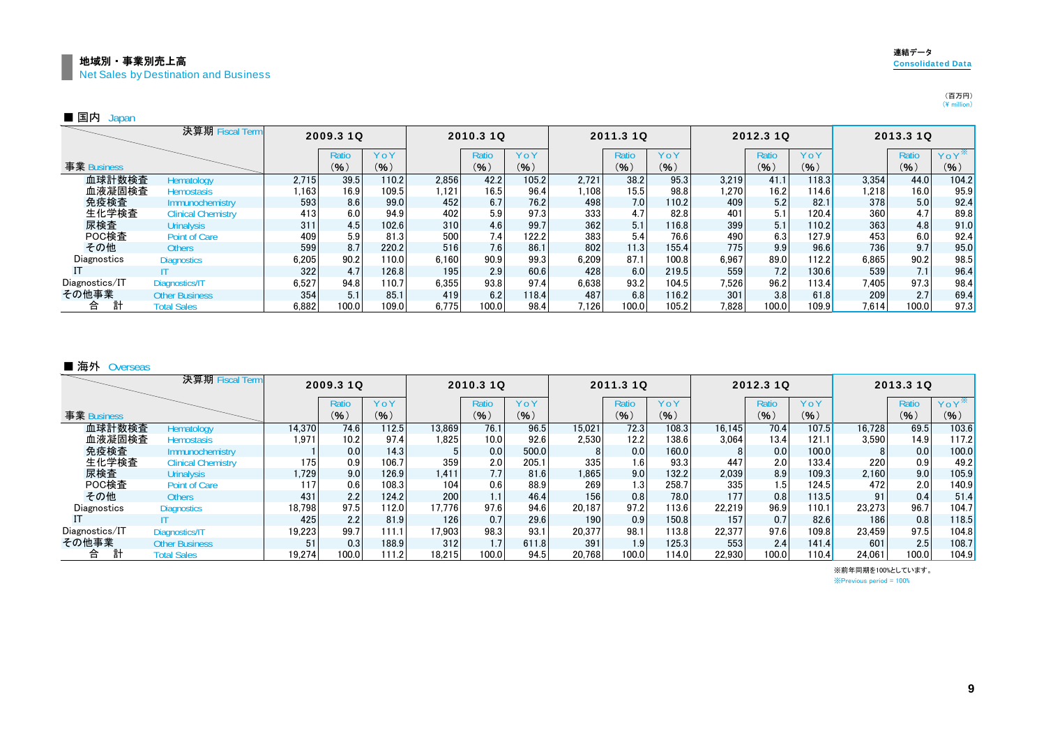## 地域別・事業別売上高
Net Sales by Destination and Business

連結データ
Consolidated Data

（百万円）
(¥ million)

### ■ 国内 Japan

| 決算期 Fiscal Term | | 2009.3 1Q | | | 2010.3 1Q | | | 2011.3 1Q | | | 2012.3 1Q | | | 2013.3 1Q | | |
|---|---|---|---|---|---|---|---|---|---|---|---|---|---|---|---|---|
| 事業 Business | | | Ratio (%) | YoY (%) | | Ratio (%) | YoY (%) | | Ratio (%) | YoY (%) | | Ratio (%) | YoY (%) | | Ratio (%) | YoY※ (%) |
| 血球計数検査 | Hematology | 2,715 | 39.5 | 110.2 | 2,856 | 42.2 | 105.2 | 2,721 | 38.2 | 95.3 | 3,219 | 41.1 | 118.3 | 3,354 | 44.0 | 104.2 |
| 血液凝固検査 | Hemostasis | 1,163 | 16.9 | 109.5 | 1,121 | 16.5 | 96.4 | 1,108 | 15.5 | 98.8 | 1,270 | 16.2 | 114.6 | 1,218 | 16.0 | 95.9 |
| 免疫検査 | Immunochemistry | 593 | 8.6 | 99.0 | 452 | 6.7 | 76.2 | 498 | 7.0 | 110.2 | 409 | 5.2 | 82.1 | 378 | 5.0 | 92.4 |
| 生化学検査 | Clinical Chemistry | 413 | 6.0 | 94.9 | 402 | 5.9 | 97.3 | 333 | 4.7 | 82.8 | 401 | 5.1 | 120.4 | 360 | 4.7 | 89.8 |
| 尿検査 | Urinalysis | 311 | 4.5 | 102.6 | 310 | 4.6 | 99.7 | 362 | 5.1 | 116.8 | 399 | 5.1 | 110.2 | 363 | 4.8 | 91.0 |
| POC検査 | Point of Care | 409 | 5.9 | 81.3 | 500 | 7.4 | 122.2 | 383 | 5.4 | 76.6 | 490 | 6.3 | 127.9 | 453 | 6.0 | 92.4 |
| その他 | Others | 599 | 8.7 | 220.2 | 516 | 7.6 | 86.1 | 802 | 11.3 | 155.4 | 775 | 9.9 | 96.6 | 736 | 9.7 | 95.0 |
| Diagnostics | Diagnostics | 6,205 | 90.2 | 110.0 | 6,160 | 90.9 | 99.3 | 6,209 | 87.1 | 100.8 | 6,967 | 89.0 | 112.2 | 6,865 | 90.2 | 98.5 |
| IT | IT | 322 | 4.7 | 126.8 | 195 | 2.9 | 60.6 | 428 | 6.0 | 219.5 | 559 | 7.2 | 130.6 | 539 | 7.1 | 96.4 |
| Diagnostics/IT | Diagnostics/IT | 6,527 | 94.8 | 110.7 | 6,355 | 93.8 | 97.4 | 6,638 | 93.2 | 104.5 | 7,526 | 96.2 | 113.4 | 7,405 | 97.3 | 98.4 |
| その他事業 | Other Business | 354 | 5.1 | 85.1 | 419 | 6.2 | 118.4 | 487 | 6.8 | 116.2 | 301 | 3.8 | 61.8 | 209 | 2.7 | 69.4 |
| 合　計 | Total Sales | 6,882 | 100.0 | 109.0 | 6,775 | 100.0 | 98.4 | 7,126 | 100.0 | 105.2 | 7,828 | 100.0 | 109.9 | 7,614 | 100.0 | 97.3 |

### ■ 海外 Overseas

| 決算期 Fiscal Term | | 2009.3 1Q | | | 2010.3 1Q | | | 2011.3 1Q | | | 2012.3 1Q | | | 2013.3 1Q | | |
|---|---|---|---|---|---|---|---|---|---|---|---|---|---|---|---|---|
| 事業 Business | | | Ratio (%) | YoY (%) | | Ratio (%) | YoY (%) | | Ratio (%) | YoY (%) | | Ratio (%) | YoY (%) | | Ratio (%) | YoY※ (%) |
| 血球計数検査 | Hematology | 14,370 | 74.6 | 112.5 | 13,869 | 76.1 | 96.5 | 15,021 | 72.3 | 108.3 | 16,145 | 70.4 | 107.5 | 16,728 | 69.5 | 103.6 |
| 血液凝固検査 | Hemostasis | 1,971 | 10.2 | 97.4 | 1,825 | 10.0 | 92.6 | 2,530 | 12.2 | 138.6 | 3,064 | 13.4 | 121.1 | 3,590 | 14.9 | 117.2 |
| 免疫検査 | Immunochemistry | 1 | 0.0 | 14.3 | 5 | 0.0 | 500.0 | 8 | 0.0 | 160.0 | 8 | 0.0 | 100.0 | 8 | 0.0 | 100.0 |
| 生化学検査 | Clinical Chemistry | 175 | 0.9 | 106.7 | 359 | 2.0 | 205.1 | 335 | 1.6 | 93.3 | 447 | 2.0 | 133.4 | 220 | 0.9 | 49.2 |
| 尿検査 | Urinalysis | 1,729 | 9.0 | 126.9 | 1,411 | 7.7 | 81.6 | 1,865 | 9.0 | 132.2 | 2,039 | 8.9 | 109.3 | 2,160 | 9.0 | 105.9 |
| POC検査 | Point of Care | 117 | 0.6 | 108.3 | 104 | 0.6 | 88.9 | 269 | 1.3 | 258.7 | 335 | 1.5 | 124.5 | 472 | 2.0 | 140.9 |
| その他 | Others | 431 | 2.2 | 124.2 | 200 | 1.1 | 46.4 | 156 | 0.8 | 78.0 | 177 | 0.8 | 113.5 | 91 | 0.4 | 51.4 |
| Diagnostics | Diagnostics | 18,798 | 97.5 | 112.0 | 17,776 | 97.6 | 94.6 | 20,187 | 97.2 | 113.6 | 22,219 | 96.9 | 110.1 | 23,273 | 96.7 | 104.7 |
| IT | IT | 425 | 2.2 | 81.9 | 126 | 0.7 | 29.6 | 190 | 0.9 | 150.8 | 157 | 0.7 | 82.6 | 186 | 0.8 | 118.5 |
| Diagnostics/IT | Diagnostics/IT | 19,223 | 99.7 | 111.1 | 17,903 | 98.3 | 93.1 | 20,377 | 98.1 | 113.8 | 22,377 | 97.6 | 109.8 | 23,459 | 97.5 | 104.8 |
| その他事業 | Other Business | 51 | 0.3 | 188.9 | 312 | 1.7 | 611.8 | 391 | 1.9 | 125.3 | 553 | 2.4 | 141.4 | 601 | 2.5 | 108.7 |
| 合　計 | Total Sales | 19,274 | 100.0 | 111.2 | 18,215 | 100.0 | 94.5 | 20,768 | 100.0 | 114.0 | 22,930 | 100.0 | 110.4 | 24,061 | 100.0 | 104.9 |

※前年同期を100%としています。
※Previous period = 100%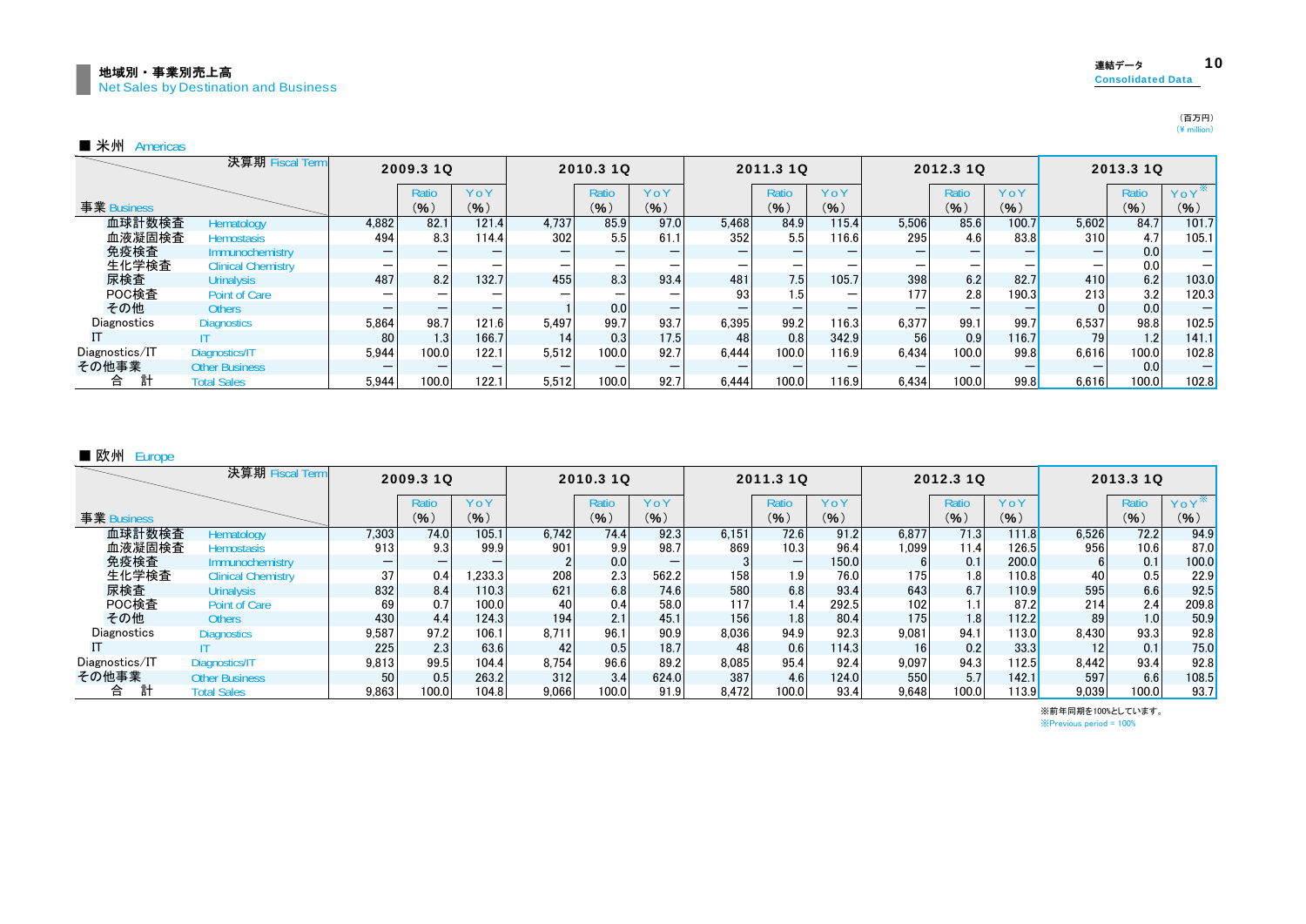## 地域別・事業別売上高
Net Sales by Destination and Business

連結データ
Consolidated Data

（百万円）
(¥ million)

### ■ 米州 Americas

| 事業 Business | | 2009.3 1Q | Ratio (%) | YoY (%) | 2010.3 1Q | Ratio (%) | YoY (%) | 2011.3 1Q | Ratio (%) | YoY (%) | 2012.3 1Q | Ratio (%) | YoY (%) | 2013.3 1Q | Ratio (%) | YoY※ (%) |
|---|---|---|---|---|---|---|---|---|---|---|---|---|---|---|---|---|
| 血球計数検査 | Hematology | 4,882 | 82.1 | 121.4 | 4,737 | 85.9 | 97.0 | 5,468 | 84.9 | 115.4 | 5,506 | 85.6 | 100.7 | 5,602 | 84.7 | 101.7 |
| 血液凝固検査 | Hemostasis | 494 | 8.3 | 114.4 | 302 | 5.5 | 61.1 | 352 | 5.5 | 116.6 | 295 | 4.6 | 83.8 | 310 | 4.7 | 105.1 |
| 免疫検査 | Immunochemistry | — | — | — | — | — | — | — | — | — | — | — | — | — | 0.0 | — |
| 生化学検査 | Clinical Chemistry | — | — | — | — | — | — | — | — | — | — | — | — | — | 0.0 | — |
| 尿検査 | Urinalysis | 487 | 8.2 | 132.7 | 455 | 8.3 | 93.4 | 481 | 7.5 | 105.7 | 398 | 6.2 | 82.7 | 410 | 6.2 | 103.0 |
| POC検査 | Point of Care | — | — | — | — | — | — | 93 | 1.5 | — | 177 | 2.8 | 190.3 | 213 | 3.2 | 120.3 |
| その他 | Others | — | — | — | 1 | 0.0 | — | — | — | — | — | — | — | 0 | 0.0 | — |
| Diagnostics | Diagnostics | 5,864 | 98.7 | 121.6 | 5,497 | 99.7 | 93.7 | 6,395 | 99.2 | 116.3 | 6,377 | 99.1 | 99.7 | 6,537 | 98.8 | 102.5 |
| IT | IT | 80 | 1.3 | 166.7 | 14 | 0.3 | 17.5 | 48 | 0.8 | 342.9 | 56 | 0.9 | 116.7 | 79 | 1.2 | 141.1 |
| Diagnostics/IT | Diagnostics/IT | 5,944 | 100.0 | 122.1 | 5,512 | 100.0 | 92.7 | 6,444 | 100.0 | 116.9 | 6,434 | 100.0 | 99.8 | 6,616 | 100.0 | 102.8 |
| その他事業 | Other Business | — | — | — | — | — | — | — | — | — | — | — | — | — | 0.0 | — |
| 合　計 | Total Sales | 5,944 | 100.0 | 122.1 | 5,512 | 100.0 | 92.7 | 6,444 | 100.0 | 116.9 | 6,434 | 100.0 | 99.8 | 6,616 | 100.0 | 102.8 |

### ■ 欧州 Europe

| 事業 Business | | 2009.3 1Q | Ratio (%) | YoY (%) | 2010.3 1Q | Ratio (%) | YoY (%) | 2011.3 1Q | Ratio (%) | YoY (%) | 2012.3 1Q | Ratio (%) | YoY (%) | 2013.3 1Q | Ratio (%) | YoY※ (%) |
|---|---|---|---|---|---|---|---|---|---|---|---|---|---|---|---|---|
| 血球計数検査 | Hematology | 7,303 | 74.0 | 105.1 | 6,742 | 74.4 | 92.3 | 6,151 | 72.6 | 91.2 | 6,877 | 71.3 | 111.8 | 6,526 | 72.2 | 94.9 |
| 血液凝固検査 | Hemostasis | 913 | 9.3 | 99.9 | 901 | 9.9 | 98.7 | 869 | 10.3 | 96.4 | 1,099 | 11.4 | 126.5 | 956 | 10.6 | 87.0 |
| 免疫検査 | Immunochemistry | — | — | — | 2 | 0.0 | — | 3 | — | 150.0 | 6 | 0.1 | 200.0 | 6 | 0.1 | 100.0 |
| 生化学検査 | Clinical Chemistry | 37 | 0.4 | 1,233.3 | 208 | 2.3 | 562.2 | 158 | 1.9 | 76.0 | 175 | 1.8 | 110.8 | 40 | 0.5 | 22.9 |
| 尿検査 | Urinalysis | 832 | 8.4 | 110.3 | 621 | 6.8 | 74.6 | 580 | 6.8 | 93.4 | 643 | 6.7 | 110.9 | 595 | 6.6 | 92.5 |
| POC検査 | Point of Care | 69 | 0.7 | 100.0 | 40 | 0.4 | 58.0 | 117 | 1.4 | 292.5 | 102 | 1.1 | 87.2 | 214 | 2.4 | 209.8 |
| その他 | Others | 430 | 4.4 | 124.3 | 194 | 2.1 | 45.1 | 156 | 1.8 | 80.4 | 175 | 1.8 | 112.2 | 89 | 1.0 | 50.9 |
| Diagnostics | Diagnostics | 9,587 | 97.2 | 106.1 | 8,711 | 96.1 | 90.9 | 8,036 | 94.9 | 92.3 | 9,081 | 94.1 | 113.0 | 8,430 | 93.3 | 92.8 |
| IT | IT | 225 | 2.3 | 63.6 | 42 | 0.5 | 18.7 | 48 | 0.6 | 114.3 | 16 | 0.2 | 33.3 | 12 | 0.1 | 75.0 |
| Diagnostics/IT | Diagnostics/IT | 9,813 | 99.5 | 104.4 | 8,754 | 96.6 | 89.2 | 8,085 | 95.4 | 92.4 | 9,097 | 94.3 | 112.5 | 8,442 | 93.4 | 92.8 |
| その他事業 | Other Business | 50 | 0.5 | 263.2 | 312 | 3.4 | 624.0 | 387 | 4.6 | 124.0 | 550 | 5.7 | 142.1 | 597 | 6.6 | 108.5 |
| 合　計 | Total Sales | 9,863 | 100.0 | 104.8 | 9,066 | 100.0 | 91.9 | 8,472 | 100.0 | 93.4 | 9,648 | 100.0 | 113.9 | 9,039 | 100.0 | 93.7 |

※前年同期を100%としています。
※Previous period = 100%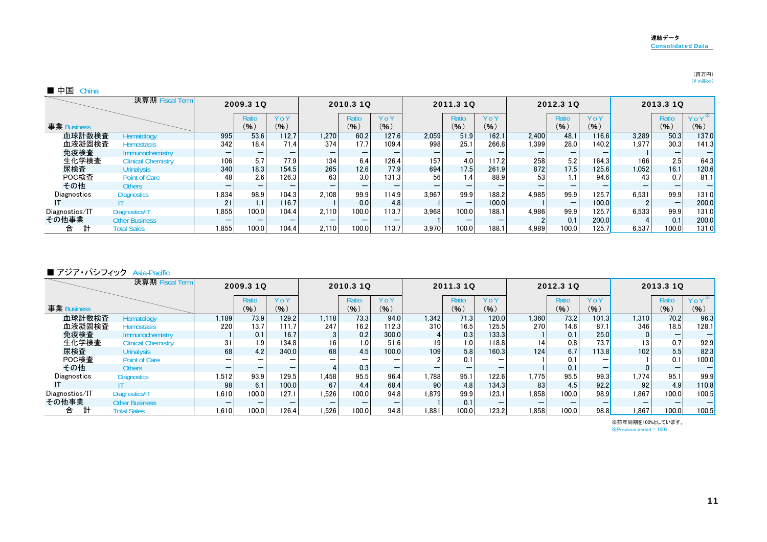連結データ
Consolidated Data

（百万円）
（¥ million）

## ■ 中国 China

| 決算期 Fiscal Term<br>事業 Business | | 2009.3 1Q | | | 2010.3 1Q | | | 2011.3 1Q | | | 2012.3 1Q | | | 2013.3 1Q | | |
|---|---|---|---|---|---|---|---|---|---|---|---|---|---|---|---|---|
| | | | Ratio (%) | YoY (%) | | Ratio (%) | YoY (%) | | Ratio (%) | YoY (%) | | Ratio (%) | YoY (%) | | Ratio (%) | YoY※ (%) |
| 血球計数検査 | Hematology | 995 | 53.6 | 112.7 | 1,270 | 60.2 | 127.6 | 2,059 | 51.9 | 162.1 | 2,400 | 48.1 | 116.6 | 3,289 | 50.3 | 137.0 |
| 血液凝固検査 | Hemostasis | 342 | 18.4 | 71.4 | 374 | 17.7 | 109.4 | 998 | 25.1 | 266.8 | 1,399 | 28.0 | 140.2 | 1,977 | 30.3 | 141.3 |
| 免疫検査 | Immunochemistry | — | — | — | — | — | — | — | — | — | — | — | — | 1 | — | — |
| 生化学検査 | Clinical Chemistry | 106 | 5.7 | 77.9 | 134 | 6.4 | 126.4 | 157 | 4.0 | 117.2 | 258 | 5.2 | 164.3 | 166 | 2.5 | 64.3 |
| 尿検査 | Urinalysis | 340 | 18.3 | 154.5 | 265 | 12.6 | 77.9 | 694 | 17.5 | 261.9 | 872 | 17.5 | 125.6 | 1,052 | 16.1 | 120.6 |
| POC検査 | Point of Care | 48 | 2.6 | 126.3 | 63 | 3.0 | 131.3 | 56 | 1.4 | 88.9 | 53 | 1.1 | 94.6 | 43 | 0.7 | 81.1 |
| その他 | Others | — | — | — | — | — | — | — | — | — | — | — | — | — | — | — |
| Diagnostics | Diagnostics | 1,834 | 98.9 | 104.3 | 2,108 | 99.9 | 114.9 | 3,967 | 99.9 | 188.2 | 4,985 | 99.9 | 125.7 | 6,531 | 99.9 | 131.0 |
| IT | IT | 21 | 1.1 | 116.7 | 1 | 0.0 | 4.8 | 1 | — | 100.0 | 1 | — | 100.0 | 2 | — | 200.0 |
| Diagnostics/IT | Diagnostics/IT | 1,855 | 100.0 | 104.4 | 2,110 | 100.0 | 113.7 | 3,968 | 100.0 | 188.1 | 4,986 | 99.9 | 125.7 | 6,533 | 99.9 | 131.0 |
| その他事業 | Other Business | — | — | — | — | — | — | 1 | — | — | 2 | 0.1 | 200.0 | 4 | 0.1 | 200.0 |
| 合　計 | Total Sales | 1,855 | 100.0 | 104.4 | 2,110 | 100.0 | 113.7 | 3,970 | 100.0 | 188.1 | 4,989 | 100.0 | 125.7 | 6,537 | 100.0 | 131.0 |

## ■ アジア・パシフィック Asia-Pacific

| 決算期 Fiscal Term<br>事業 Business | | 2009.3 1Q | | | 2010.3 1Q | | | 2011.3 1Q | | | 2012.3 1Q | | | 2013.3 1Q | | |
|---|---|---|---|---|---|---|---|---|---|---|---|---|---|---|---|---|
| | | | Ratio (%) | YoY (%) | | Ratio (%) | YoY (%) | | Ratio (%) | YoY (%) | | Ratio (%) | YoY (%) | | Ratio (%) | YoY※ (%) |
| 血球計数検査 | Hematology | 1,189 | 73.9 | 129.2 | 1,118 | 73.3 | 94.0 | 1,342 | 71.3 | 120.0 | 1,360 | 73.2 | 101.3 | 1,310 | 70.2 | 96.3 |
| 血液凝固検査 | Hemostasis | 220 | 13.7 | 111.7 | 247 | 16.2 | 112.3 | 310 | 16.5 | 125.5 | 270 | 14.6 | 87.1 | 346 | 18.5 | 128.1 |
| 免疫検査 | Immunochemistry | 1 | 0.1 | 16.7 | 3 | 0.2 | 300.0 | 4 | 0.3 | 133.3 | 1 | 0.1 | 25.0 | 0 | — | — |
| 生化学検査 | Clinical Chemistry | 31 | 1.9 | 134.8 | 16 | 1.0 | 51.6 | 19 | 1.0 | 118.8 | 14 | 0.8 | 73.7 | 13 | 0.7 | 92.9 |
| 尿検査 | Urinalysis | 68 | 4.2 | 340.0 | 68 | 4.5 | 100.0 | 109 | 5.8 | 160.3 | 124 | 6.7 | 113.8 | 102 | 5.5 | 82.3 |
| POC検査 | Point of Care | — | — | — | — | — | — | 2 | 0.1 | — | 1 | 0.1 | — | 1 | 0.1 | 100.0 |
| その他 | Others | — | — | — | 4 | 0.3 | — | — | — | — | 1 | 0.1 | — | 0 | — | — |
| Diagnostics | Diagnostics | 1,512 | 93.9 | 129.5 | 1,458 | 95.5 | 96.4 | 1,788 | 95.1 | 122.6 | 1,775 | 95.5 | 99.3 | 1,774 | 95.1 | 99.9 |
| IT | IT | 98 | 6.1 | 100.0 | 67 | 4.4 | 68.4 | 90 | 4.8 | 134.3 | 83 | 4.5 | 92.2 | 92 | 4.9 | 110.8 |
| Diagnostics/IT | Diagnostics/IT | 1,610 | 100.0 | 127.1 | 1,526 | 100.0 | 94.8 | 1,879 | 99.9 | 123.1 | 1,858 | 100.0 | 98.9 | 1,867 | 100.0 | 100.5 |
| その他事業 | Other Business | — | — | — | — | — | — | 1 | 0.1 | — | — | — | — | — | — | — |
| 合　計 | Total Sales | 1,610 | 100.0 | 126.4 | 1,526 | 100.0 | 94.8 | 1,881 | 100.0 | 123.2 | 1,858 | 100.0 | 98.8 | 1,867 | 100.0 | 100.5 |

※前年同期を100%としています。
※Previous period = 100%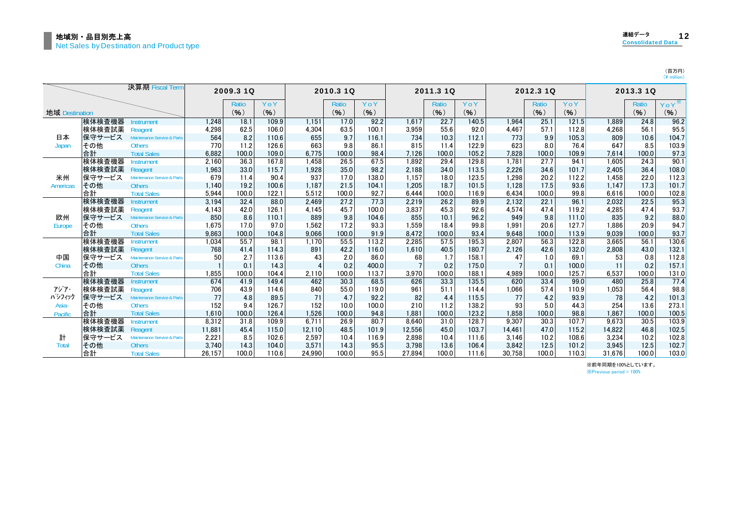# 地域別・品目別売上高
Net Sales by Destination and Product type

連結データ Consolidated Data

（百万円）
（¥ million）

| 地域 Destination | 決算期 Fiscal Term | | 2009.3 1Q | Ratio (%) | YoY (%) | 2010.3 1Q | Ratio (%) | YoY (%) | 2011.3 1Q | Ratio (%) | YoY (%) | 2012.3 1Q | Ratio (%) | YoY (%) | 2013.3 1Q | Ratio (%) | YoY※ (%) |
|---|---|---|---|---|---|---|---|---|---|---|---|---|---|---|---|---|---|
| 日本 Japan | 検体検査機器 | Instrument | 1,248 | 18.1 | 109.9 | 1,151 | 17.0 | 92.2 | 1,617 | 22.7 | 140.5 | 1,964 | 25.1 | 121.5 | 1,889 | 24.8 | 96.2 |
| | 検体検査試薬 | Reagent | 4,298 | 62.5 | 106.0 | 4,304 | 63.5 | 100.1 | 3,959 | 55.6 | 92.0 | 4,467 | 57.1 | 112.8 | 4,268 | 56.1 | 95.5 |
| | 保守サービス | Maintenance Service & Parts | 564 | 8.2 | 110.6 | 655 | 9.7 | 116.1 | 734 | 10.3 | 112.1 | 773 | 9.9 | 105.3 | 809 | 10.6 | 104.7 |
| | その他 | Others | 770 | 11.2 | 126.6 | 663 | 9.8 | 86.1 | 815 | 11.4 | 122.9 | 623 | 8.0 | 76.4 | 647 | 8.5 | 103.9 |
| | 合計 | Total Sales | 6,882 | 100.0 | 109.0 | 6,775 | 100.0 | 98.4 | 7,126 | 100.0 | 105.2 | 7,828 | 100.0 | 109.9 | 7,614 | 100.0 | 97.3 |
| 米州 Americas | 検体検査機器 | Instrument | 2,160 | 36.3 | 167.8 | 1,458 | 26.5 | 67.5 | 1,892 | 29.4 | 129.8 | 1,781 | 27.7 | 94.1 | 1,605 | 24.3 | 90.1 |
| | 検体検査試薬 | Reagent | 1,963 | 33.0 | 115.7 | 1,928 | 35.0 | 98.2 | 2,188 | 34.0 | 113.5 | 2,226 | 34.6 | 101.7 | 2,405 | 36.4 | 108.0 |
| | 保守サービス | Maintenance Service & Parts | 679 | 11.4 | 90.4 | 937 | 17.0 | 138.0 | 1,157 | 18.0 | 123.5 | 1,298 | 20.2 | 112.2 | 1,458 | 22.0 | 112.3 |
| | その他 | Others | 1,140 | 19.2 | 100.6 | 1,187 | 21.5 | 104.1 | 1,205 | 18.7 | 101.5 | 1,128 | 17.5 | 93.6 | 1,147 | 17.3 | 101.7 |
| | 合計 | Total Sales | 5,944 | 100.0 | 122.1 | 5,512 | 100.0 | 92.7 | 6,444 | 100.0 | 116.9 | 6,434 | 100.0 | 99.8 | 6,616 | 100.0 | 102.8 |
| 欧州 Europe | 検体検査機器 | Instrument | 3,194 | 32.4 | 88.0 | 2,469 | 27.2 | 77.3 | 2,219 | 26.2 | 89.9 | 2,132 | 22.1 | 96.1 | 2,032 | 22.5 | 95.3 |
| | 検体検査試薬 | Reagent | 4,143 | 42.0 | 126.1 | 4,145 | 45.7 | 100.0 | 3,837 | 45.3 | 92.6 | 4,574 | 47.4 | 119.2 | 4,285 | 47.4 | 93.7 |
| | 保守サービス | Maintenance Service & Parts | 850 | 8.6 | 110.1 | 889 | 9.8 | 104.6 | 855 | 10.1 | 96.2 | 949 | 9.8 | 111.0 | 835 | 9.2 | 88.0 |
| | その他 | Others | 1,675 | 17.0 | 97.0 | 1,562 | 17.2 | 93.3 | 1,559 | 18.4 | 99.8 | 1,991 | 20.6 | 127.7 | 1,886 | 20.9 | 94.7 |
| | 合計 | Total Sales | 9,863 | 100.0 | 104.8 | 9,066 | 100.0 | 91.9 | 8,472 | 100.0 | 93.4 | 9,648 | 100.0 | 113.9 | 9,039 | 100.0 | 93.7 |
| 中国 China | 検体検査機器 | Instrument | 1,034 | 55.7 | 98.1 | 1,170 | 55.5 | 113.2 | 2,285 | 57.5 | 195.3 | 2,807 | 56.3 | 122.8 | 3,665 | 56.1 | 130.6 |
| | 検体検査試薬 | Reagent | 768 | 41.4 | 114.3 | 891 | 42.2 | 116.0 | 1,610 | 40.5 | 180.7 | 2,126 | 42.6 | 132.0 | 2,808 | 43.0 | 132.1 |
| | 保守サービス | Maintenance Service & Parts | 50 | 2.7 | 113.6 | 43 | 2.0 | 86.0 | 68 | 1.7 | 158.1 | 47 | 1.0 | 69.1 | 53 | 0.8 | 112.8 |
| | その他 | Others | 1 | 0.1 | 14.3 | 4 | 0.2 | 400.0 | 7 | 0.2 | 175.0 | 7 | 0.1 | 100.0 | 11 | 0.2 | 157.1 |
| | 合計 | Total Sales | 1,855 | 100.0 | 104.4 | 2,110 | 100.0 | 113.7 | 3,970 | 100.0 | 188.1 | 4,989 | 100.0 | 125.7 | 6,537 | 100.0 | 131.0 |
| ｱｼﾞｱ･ﾊﾟｼﾌｨｯｸ Asia-Pacific | 検体検査機器 | Instrument | 674 | 41.9 | 149.4 | 462 | 30.3 | 68.5 | 626 | 33.3 | 135.5 | 620 | 33.4 | 99.0 | 480 | 25.8 | 77.4 |
| | 検体検査試薬 | Reagent | 706 | 43.9 | 114.6 | 840 | 55.0 | 119.0 | 961 | 51.1 | 114.4 | 1,066 | 57.4 | 110.9 | 1,053 | 56.4 | 98.8 |
| | 保守サービス | Maintenance Service & Parts | 77 | 4.8 | 89.5 | 71 | 4.7 | 92.2 | 82 | 4.4 | 115.5 | 77 | 4.2 | 93.9 | 78 | 4.2 | 101.3 |
| | その他 | Others | 152 | 9.4 | 126.7 | 152 | 10.0 | 100.0 | 210 | 11.2 | 138.2 | 93 | 5.0 | 44.3 | 254 | 13.6 | 273.1 |
| | 合計 | Total Sales | 1,610 | 100.0 | 126.4 | 1,526 | 100.0 | 94.8 | 1,881 | 100.0 | 123.2 | 1,858 | 100.0 | 98.8 | 1,867 | 100.0 | 100.5 |
| 計 Total | 検体検査機器 | Instrument | 8,312 | 31.8 | 109.9 | 6,711 | 26.9 | 80.7 | 8,640 | 31.0 | 128.7 | 9,307 | 30.3 | 107.7 | 9,673 | 30.5 | 103.9 |
| | 検体検査試薬 | Reagent | 11,881 | 45.4 | 115.0 | 12,110 | 48.5 | 101.9 | 12,556 | 45.0 | 103.7 | 14,461 | 47.0 | 115.2 | 14,822 | 46.8 | 102.5 |
| | 保守サービス | Maintenance Service & Parts | 2,221 | 8.5 | 102.6 | 2,597 | 10.4 | 116.9 | 2,898 | 10.4 | 111.6 | 3,146 | 10.2 | 108.6 | 3,234 | 10.2 | 102.8 |
| | その他 | Others | 3,740 | 14.3 | 104.0 | 3,571 | 14.3 | 95.5 | 3,798 | 13.6 | 106.4 | 3,842 | 12.5 | 101.2 | 3,945 | 12.5 | 102.7 |
| | 合計 | Total Sales | 26,157 | 100.0 | 110.6 | 24,990 | 100.0 | 95.5 | 27,894 | 100.0 | 111.6 | 30,758 | 100.0 | 110.3 | 31,676 | 100.0 | 103.0 |

※前年同期を100%としています。
※Previous period = 100%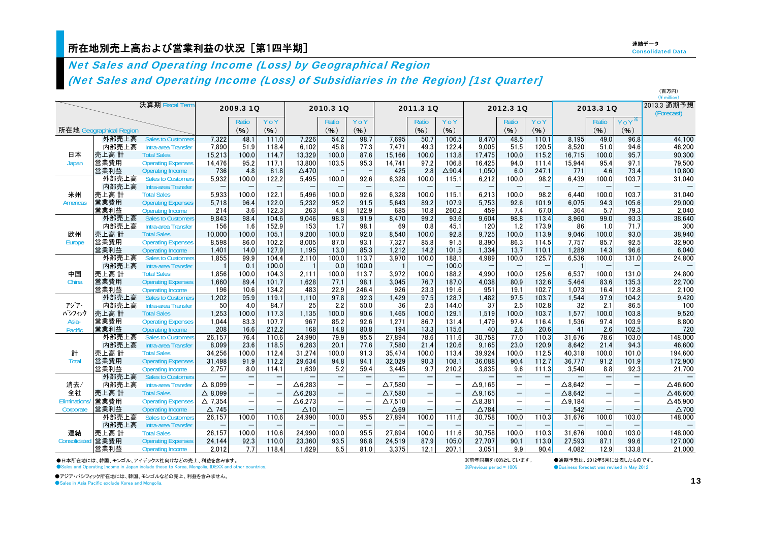# 所在地別売上高および営業利益の状況 ［第1四半期］

連結データ
Consolidated Data

## *Net Sales and Operating Income (Loss) by Geographical Region*
## *(Net Sales and Operating Income (Loss) of Subsidiaries in the Region) [1st Quarter]*

（百万円）
(¥ million)

| 所在地 Geographical Region | | 決算期 Fiscal Term | 2009.3 1Q | Ratio (%) | YoY (%) | 2010.3 1Q | Ratio (%) | YoY (%) | 2011.3 1Q | Ratio (%) | YoY (%) | 2012.3 1Q | Ratio (%) | YoY (%) | 2013.3 1Q | Ratio (%) | YoY※ (%) | 2013.3 通期予想 (Forecast) |
|---|---|---|---|---|---|---|---|---|---|---|---|---|---|---|---|---|---|---|
| 日本 Japan | 外部売上高 | Sales to Customers | 7,322 | 48.1 | 111.0 | 7,226 | 54.2 | 98.7 | 7,695 | 50.7 | 106.5 | 8,470 | 48.5 | 110.1 | 8,195 | 49.0 | 96.8 | 44,100 |
| | 内部売上高 | Intra-area Transfer | 7,890 | 51.9 | 118.4 | 6,102 | 45.8 | 77.3 | 7,471 | 49.3 | 122.4 | 9,005 | 51.5 | 120.5 | 8,520 | 51.0 | 94.6 | 46,200 |
| | 売上高 計 | Total Sales | 15,213 | 100.0 | 114.7 | 13,329 | 100.0 | 87.6 | 15,166 | 100.0 | 113.8 | 17,475 | 100.0 | 115.2 | 16,715 | 100.0 | 95.7 | 90,300 |
| | 営業費用 | Operating Expenses | 14,476 | 95.2 | 117.1 | 13,800 | 103.5 | 95.3 | 14,741 | 97.2 | 106.8 | 16,425 | 94.0 | 111.4 | 15,944 | 95.4 | 97.1 | 79,500 |
| | 営業利益 | Operating Income | 736 | 4.8 | 81.8 | △470 | – | – | 425 | 2.8 | △90.4 | 1,050 | 6.0 | 247.1 | 771 | 4.6 | 73.4 | 10,800 |
| 米州 Americas | 外部売上高 | Sales to Customers | 5,932 | 100.0 | 122.2 | 5,495 | 100.0 | 92.6 | 6,328 | 100.0 | 115.1 | 6,212 | 100.0 | 98.2 | 6,439 | 100.0 | 103.7 | 31,040 |
| | 内部売上高 | Intra-area Transfer | – | – | – | – | – | – | – | – | – | – | – | – | – | – | – | – |
| | 売上高 計 | Total Sales | 5,933 | 100.0 | 122.1 | 5,496 | 100.0 | 92.6 | 6,328 | 100.0 | 115.1 | 6,213 | 100.0 | 98.2 | 6,440 | 100.0 | 103.7 | 31,040 |
| | 営業費用 | Operating Expenses | 5,718 | 96.4 | 122.0 | 5,232 | 95.2 | 91.5 | 5,643 | 89.2 | 107.9 | 5,753 | 92.6 | 101.9 | 6,075 | 94.3 | 105.6 | 29,000 |
| | 営業利益 | Operating Income | 214 | 3.6 | 122.3 | 263 | 4.8 | 122.9 | 685 | 10.8 | 260.2 | 459 | 7.4 | 67.0 | 364 | 5.7 | 79.3 | 2,040 |
| 欧州 Europe | 外部売上高 | Sales to Customers | 9,843 | 98.4 | 104.6 | 9,046 | 98.3 | 91.9 | 8,470 | 99.2 | 93.6 | 9,604 | 98.8 | 113.4 | 8,960 | 99.0 | 93.3 | 38,640 |
| | 内部売上高 | Intra-area Transfer | 156 | 1.6 | 152.9 | 153 | 1.7 | 98.1 | 69 | 0.8 | 45.1 | 120 | 1.2 | 173.9 | 86 | 1.0 | 71.7 | 300 |
| | 売上高 計 | Total Sales | 10,000 | 100.0 | 105.1 | 9,200 | 100.0 | 92.0 | 8,540 | 100.0 | 92.8 | 9,725 | 100.0 | 113.9 | 9,046 | 100.0 | 93.0 | 38,940 |
| | 営業費用 | Operating Expenses | 8,598 | 86.0 | 102.2 | 8,005 | 87.0 | 93.1 | 7,327 | 85.8 | 91.5 | 8,390 | 86.3 | 114.5 | 7,757 | 85.7 | 92.5 | 32,900 |
| | 営業利益 | Operating Income | 1,401 | 14.0 | 127.9 | 1,195 | 13.0 | 85.3 | 1,212 | 14.2 | 101.5 | 1,334 | 13.7 | 110.1 | 1,289 | 14.3 | 96.6 | 6,040 |
| 中国 China | 外部売上高 | Sales to Customers | 1,855 | 99.9 | 104.4 | 2,110 | 100.0 | 113.7 | 3,970 | 100.0 | 188.1 | 4,989 | 100.0 | 125.7 | 6,536 | 100.0 | 131.0 | 24,800 |
| | 内部売上高 | Intra-area Transfer | 1 | 0.1 | 100.0 | 1 | 0.0 | 100.0 | 1 | – | 100.0 | – | – | – | 1 | – | – | – |
| | 売上高 計 | Total Sales | 1,856 | 100.0 | 104.3 | 2,111 | 100.0 | 113.7 | 3,972 | 100.0 | 188.2 | 4,990 | 100.0 | 125.6 | 6,537 | 100.0 | 131.0 | 24,800 |
| | 営業費用 | Operating Expenses | 1,660 | 89.4 | 101.7 | 1,628 | 77.1 | 98.1 | 3,045 | 76.7 | 187.0 | 4,038 | 80.9 | 132.6 | 5,464 | 83.6 | 135.3 | 22,700 |
| | 営業利益 | Operating Income | 196 | 10.6 | 134.2 | 483 | 22.9 | 246.4 | 926 | 23.3 | 191.6 | 951 | 19.1 | 102.7 | 1,073 | 16.4 | 112.8 | 2,100 |
| アジア・パシフィック Asia-Pacific | 外部売上高 | Sales to Customers | 1,202 | 95.9 | 119.1 | 1,110 | 97.8 | 92.3 | 1,429 | 97.5 | 128.7 | 1,482 | 97.5 | 103.7 | 1,544 | 97.9 | 104.2 | 9,420 |
| | 内部売上高 | Intra-area Transfer | 50 | 4.0 | 84.7 | 25 | 2.2 | 50.0 | 36 | 2.5 | 144.0 | 37 | 2.5 | 102.8 | 32 | 2.1 | 86.5 | 100 |
| | 売上高 計 | Total Sales | 1,253 | 100.0 | 117.3 | 1,135 | 100.0 | 90.6 | 1,465 | 100.0 | 129.1 | 1,519 | 100.0 | 103.7 | 1,577 | 100.0 | 103.8 | 9,520 |
| | 営業費用 | Operating Expenses | 1,044 | 83.3 | 107.7 | 967 | 85.2 | 92.6 | 1,271 | 86.7 | 131.4 | 1,479 | 97.4 | 116.4 | 1,536 | 97.4 | 103.9 | 8,800 |
| | 営業利益 | Operating Income | 208 | 16.6 | 212.2 | 168 | 14.8 | 80.8 | 194 | 13.3 | 115.6 | 40 | 2.6 | 20.6 | 41 | 2.6 | 102.5 | 720 |
| 計 Total | 外部売上高 | Sales to Customers | 26,157 | 76.4 | 110.6 | 24,990 | 79.9 | 95.5 | 27,894 | 78.6 | 111.6 | 30,758 | 77.0 | 110.3 | 31,676 | 78.6 | 103.0 | 148,000 |
| | 内部売上高 | Intra-area Transfer | 8,099 | 23.6 | 118.5 | 6,283 | 20.1 | 77.6 | 7,580 | 21.4 | 120.6 | 9,165 | 23.0 | 120.9 | 8,642 | 21.4 | 94.3 | 46,600 |
| | 売上高 計 | Total Sales | 34,256 | 100.0 | 112.4 | 31,274 | 100.0 | 91.3 | 35,474 | 100.0 | 113.4 | 39,924 | 100.0 | 112.5 | 40,318 | 100.0 | 101.0 | 194,600 |
| | 営業費用 | Operating Expenses | 31,498 | 91.9 | 112.2 | 29,634 | 94.8 | 94.1 | 32,029 | 90.3 | 108.1 | 36,088 | 90.4 | 112.7 | 36,777 | 91.2 | 101.9 | 172,900 |
| | 営業利益 | Operating Income | 2,757 | 8.0 | 114.1 | 1,639 | 5.2 | 59.4 | 3,445 | 9.7 | 210.2 | 3,835 | 9.6 | 111.3 | 3,540 | 8.8 | 92.3 | 21,700 |
| 消去/全社 Eliminations/Corporate | 外部売上高 | Sales to Customers | – | – | – | – | – | – | – | – | – | – | – | – | – | – | – | – |
| | 内部売上高 | Intra-area Transfer | △ 8,099 | – | – | △6,283 | – | – | △7,580 | – | – | △9,165 | – | – | △8,642 | – | – | △46,600 |
| | 売上高 計 | Total Sales | △ 8,099 | – | – | △6,283 | – | – | △7,580 | – | – | △9,165 | – | – | △8,642 | – | – | △46,600 |
| | 営業費用 | Operating Expenses | △ 7,354 | – | – | △6,273 | – | – | △7,510 | – | – | △8,381 | – | – | △9,184 | – | – | △45,900 |
| | 営業利益 | Operating Income | △ 745 | – | – | △10 | – | – | △69 | – | – | △784 | – | – | 542 | – | – | △700 |
| 連結 Consolidated | 外部売上高 | Sales to Customers | 26,157 | 100.0 | 110.6 | 24,990 | 100.0 | 95.5 | 27,894 | 100.0 | 111.6 | 30,758 | 100.0 | 110.3 | 31,676 | 100.0 | 103.0 | 148,000 |
| | 内部売上高 | Intra-area Transfer | – | – | – | – | – | – | – | – | – | – | – | – | – | – | – | – |
| | 売上高 計 | Total Sales | 26,157 | 100.0 | 110.6 | 24,990 | 100.0 | 95.5 | 27,894 | 100.0 | 111.6 | 30,758 | 100.0 | 110.3 | 31,676 | 100.0 | 103.0 | 148,000 |
| | 営業費用 | Operating Expenses | 24,144 | 92.3 | 110.0 | 23,360 | 93.5 | 96.8 | 24,519 | 87.9 | 105.0 | 27,707 | 90.1 | 113.0 | 27,593 | 87.1 | 99.6 | 127,000 |
| | 営業利益 | Operating Income | 2,012 | 7.7 | 118.4 | 1,629 | 6.5 | 81.0 | 3,375 | 12.1 | 207.1 | 3,051 | 9.9 | 90.4 | 4,082 | 12.9 | 133.8 | 21,000 |

●日本所在地には、韓国、モンゴル、アイデックス社向けなどの売上、利益を含みます。
●Sales and Operating Income in Japan include those to Korea, Mongolia, IDEXX and other countries.

●アジア・パシフィック所在地には、韓国、モンゴルなどの売上、利益を含みません。
●Sales in Asia Pacific exclude Korea and Mongolia.

※前年同期を100%としています。
※Previous period = 100%

●通期予想は、2012年5月に公表したものです。
●Business forecast was revised in May 2012.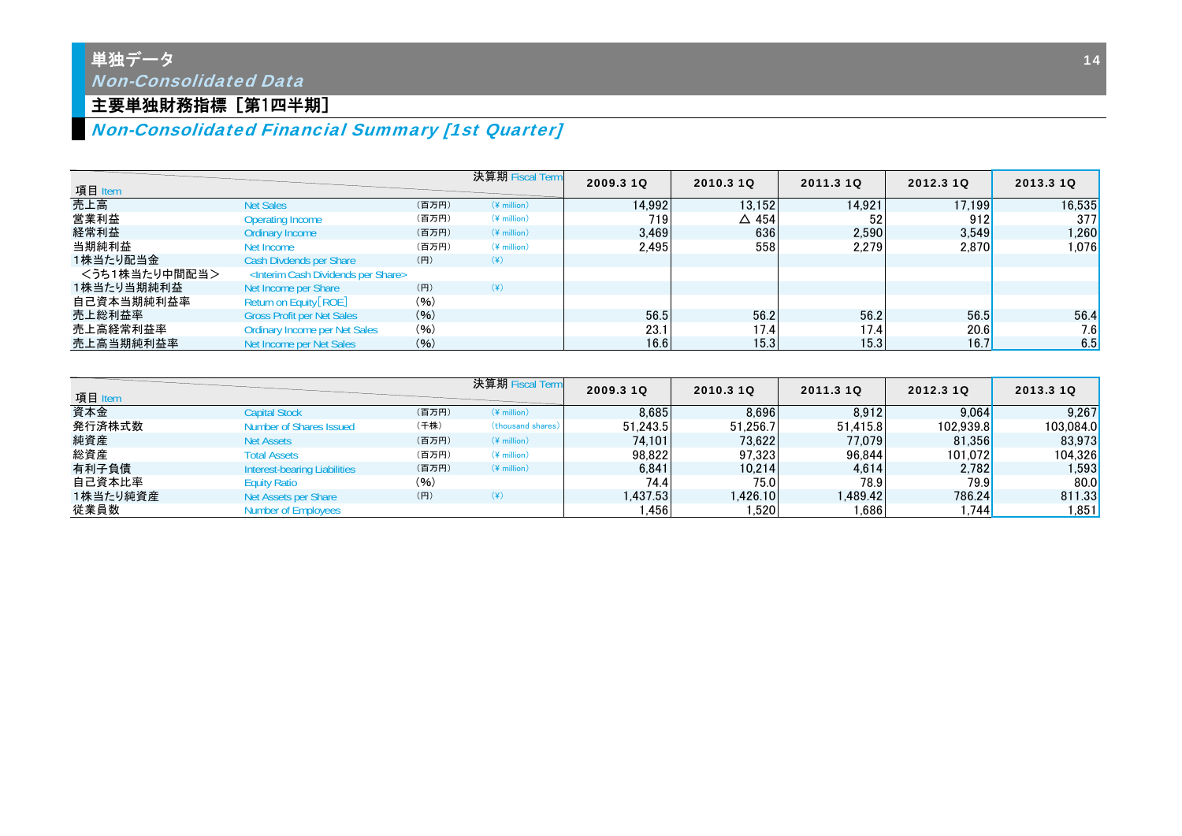# 単独データ
## *Non-Consolidated Data*

## 主要単独財務指標［第1四半期］
### *Non-Consolidated Financial Summary [1st Quarter]*

| 項目 Item | | | 決算期 Fiscal Term | 2009.3 1Q | 2010.3 1Q | 2011.3 1Q | 2012.3 1Q | 2013.3 1Q |
|---|---|---|---|---|---|---|---|---|
| 売上高 | Net Sales | (百万円) | (¥ million) | 14,992 | 13,152 | 14,921 | 17,199 | 16,535 |
| 営業利益 | Operating Income | (百万円) | (¥ million) | 719 | △ 454 | 52 | 912 | 377 |
| 経常利益 | Ordinary Income | (百万円) | (¥ million) | 3,469 | 636 | 2,590 | 3,549 | 1,260 |
| 当期純利益 | Net Income | (百万円) | (¥ million) | 2,495 | 558 | 2,279 | 2,870 | 1,076 |
| 1株当たり配当金 | Cash Dividends per Share | (円) | (¥) | | | | | |
| ＜うち1株当たり中間配当＞ | <Interim Cash Dividends per Share> | | | | | | | |
| 1株当たり当期純利益 | Net Income per Share | (円) | (¥) | | | | | |
| 自己資本当期純利益率 | Return on Equity［ROE］ | (%) | | | | | | |
| 売上総利益率 | Gross Profit per Net Sales | (%) | | 56.5 | 56.2 | 56.2 | 56.5 | 56.4 |
| 売上高経常利益率 | Ordinary Income per Net Sales | (%) | | 23.1 | 17.4 | 17.4 | 20.6 | 7.6 |
| 売上高当期純利益率 | Net Income per Net Sales | (%) | | 16.6 | 15.3 | 15.3 | 16.7 | 6.5 |

| 項目 Item | | | 決算期 Fiscal Term | 2009.3 1Q | 2010.3 1Q | 2011.3 1Q | 2012.3 1Q | 2013.3 1Q |
|---|---|---|---|---|---|---|---|---|
| 資本金 | Capital Stock | (百万円) | (¥ million) | 8,685 | 8,696 | 8,912 | 9,064 | 9,267 |
| 発行済株式数 | Number of Shares Issued | (千株) | (thousand shares) | 51,243.5 | 51,256.7 | 51,415.8 | 102,939.8 | 103,084.0 |
| 純資産 | Net Assets | (百万円) | (¥ million) | 74,101 | 73,622 | 77,079 | 81,356 | 83,973 |
| 総資産 | Total Assets | (百万円) | (¥ million) | 98,822 | 97,323 | 96,844 | 101,072 | 104,326 |
| 有利子負債 | Interest-bearing Liabilities | (百万円) | (¥ million) | 6,841 | 10,214 | 4,614 | 2,782 | 1,593 |
| 自己資本比率 | Equity Ratio | (%) | | 74.4 | 75.0 | 78.9 | 79.9 | 80.0 |
| 1株当たり純資産 | Net Assets per Share | (円) | (¥) | 1,437.53 | 1,426.10 | 1,489.42 | 786.24 | 811.33 |
| 従業員数 | Number of Employees | | | 1,456 | 1,520 | 1,686 | 1,744 | 1,851 |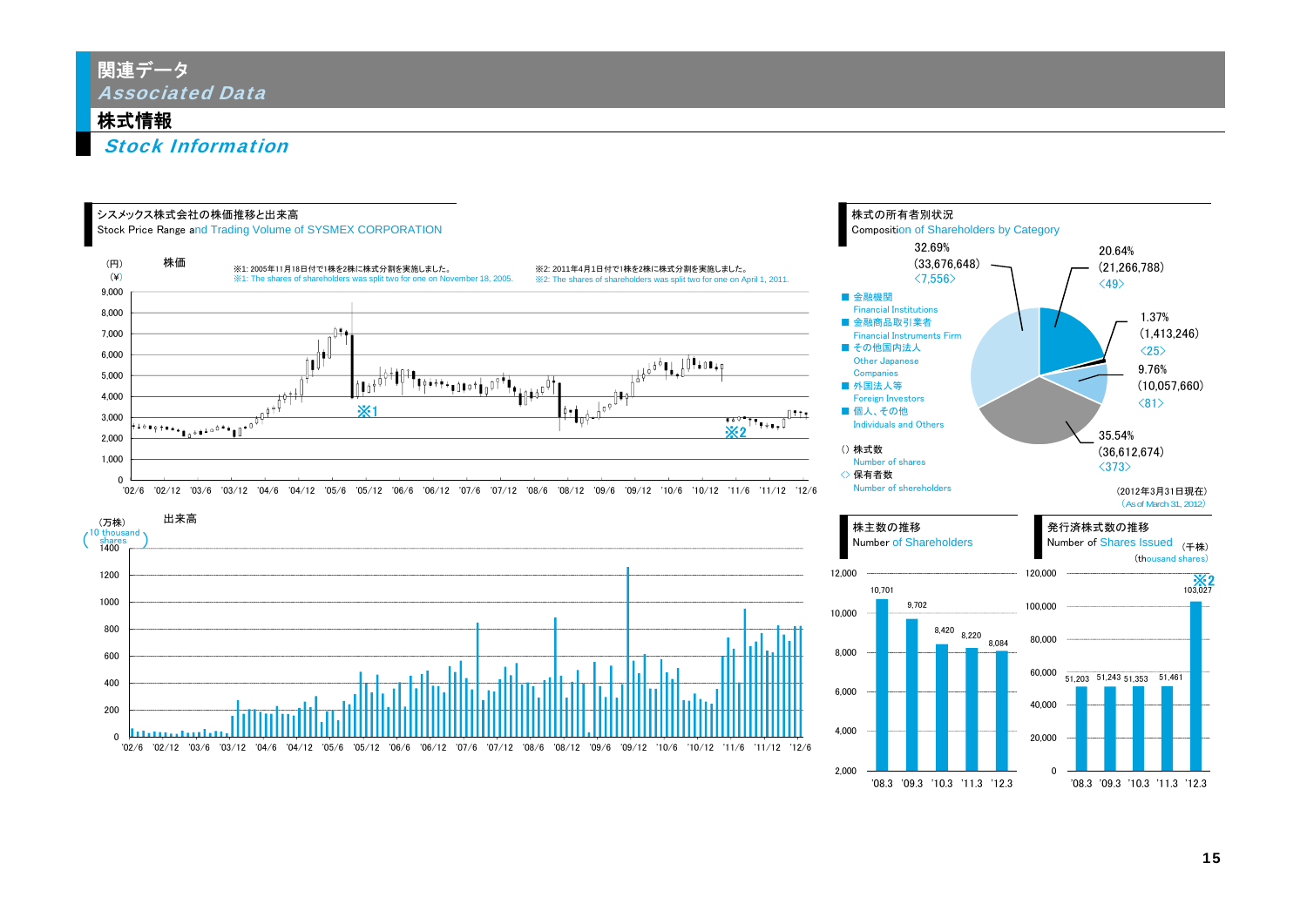# 関連データ
*Associated Data*

## 株式情報
***Stock Information***

### シスメックス株式会社の株価推移と出来高
Stock Price Range and Trading Volume of SYSMEX CORPORATION

株価（円）(¥)

※1: 2005年11月18日付で1株を2株に株式分割を実施しました。
※1: The shares of shareholders was split two for one on November 18, 2005.

※2: 2011年4月1日付で1株を2株に株式分割を実施しました。
※2: The shares of shareholders was split two for one on April 1, 2011.

出来高（万株）(10 thousand shares)

### 株式の所有者別状況
Composition of Shareholders by Category

| 区分 | 比率 | 株式数 | 保有者数 |
|---|---|---|---|
| 金融機関 Financial Institutions | 20.64% | (21,266,788) | 〈49〉 |
| 金融商品取引業者 Financial Instruments Firm | 1.37% | (1,413,246) | 〈25〉 |
| その他国内法人 Other Japanese Companies | 9.76% | (10,057,660) | 〈81〉 |
| 外国法人等 Foreign Investors | 35.54% | (36,612,674) | 〈373〉 |
| 個人、その他 Individuals and Others | 32.69% | (33,676,648) | 〈7,556〉 |

（）株式数 Number of shares
〈〉保有者数 Number of shereholders

（2012年3月31日現在）(As of March 31, 2012)

### 株主数の推移
Number of Shareholders

| '08.3 | '09.3 | '10.3 | '11.3 | '12.3 |
|---|---|---|---|---|
| 10,701 | 9,702 | 8,420 | 8,220 | 8,084 |

### 発行済株式数の推移
Number of Shares Issued（千株）(thousand shares)

| '08.3 | '09.3 | '10.3 | '11.3 | '12.3 |
|---|---|---|---|---|
| 51,203 | 51,243 | 51,353 | 51,461 | 103,027 ※2 |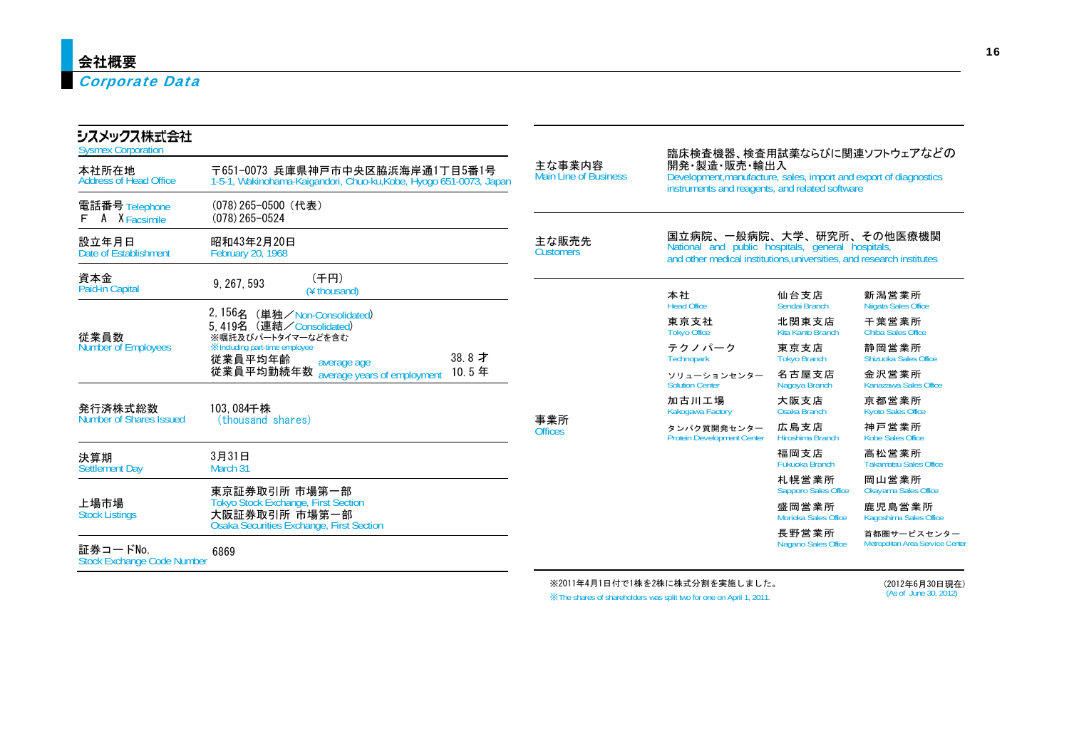# 会社概要
## *Corporate Data*

### シスメックス株式会社
Sysmex Corporation

| | |
|---|---|
| 本社所在地<br>Address of Head Office | 〒651-0073 兵庫県神戸市中央区脇浜海岸通1丁目5番1号<br>1-5-1, Wakinohama-Kaigandori, Chuo-ku,Kobe, Hyogo 651-0073, Japan |
| 電話番号 Telephone<br>F A X Facsimile | (078) 265-0500 (代表)<br>(078) 265-0524 |
| 設立年月日<br>Date of Establishment | 昭和43年2月20日<br>February 20, 1968 |
| 資本金<br>Paid-in Capital | 9, 267, 593 (千円) (¥ thousand) |
| 従業員数<br>Number of Employees | 2, 156名 (単独／Non-Consolidated)<br>5, 419名 (連結／Consolidated)<br>※嘱託及びパートタイマーなどを含む<br>※Including part-time employee<br>従業員平均年齢 average age 38. 8 才<br>従業員平均勤続年数 average years of employment 10. 5 年 |
| 発行済株式総数<br>Number of Shares Issued | 103, 084千株<br>(thousand shares) |
| 決算期<br>Settlement Day | 3月31日<br>March 31 |
| 上場市場<br>Stock Listings | 東京証券取引所 市場第一部<br>Tokyo Stock Exchange, First Section<br>大阪証券取引所 市場第一部<br>Osaka Securities Exchange, First Section |
| 証券コードNo.<br>Stock Exchange Code Number | 6869 |

| | |
|---|---|
| 主な事業内容<br>Main Line of Business | 臨床検査機器、検査用試薬ならびに関連ソフトウェアなどの開発・製造・販売・輸出入<br>Development,manufacture, sales, import and export of diagnostics instruments and reagents, and related software |
| 主な販売先<br>Customers | 国立病院、一般病院、大学、研究所、その他医療機関<br>National and public hospitals, general hospitals, and other medical institutions,universities, and research institutes |

**事業所 Offices**

| | | |
|---|---|---|
| 本社<br>Head Office | 仙台支店<br>Sendai Branch | 新潟営業所<br>Niigata Sales Office |
| 東京支社<br>Tokyo Office | 北関東支店<br>Kita Kanto Branch | 千葉営業所<br>Chiba Sales Office |
| テクノパーク<br>Technopark | 東京支店<br>Tokyo Branch | 静岡営業所<br>Shizuoka Sales Office |
| ソリューションセンター<br>Solution Center | 名古屋支店<br>Nagoya Branch | 金沢営業所<br>Kanazawa Sales Office |
| 加古川工場<br>Kakogawa Factory | 大阪支店<br>Osaka Branch | 京都営業所<br>Kyoto Sales Office |
| タンパク質開発センター<br>Protein Development Center | 広島支店<br>Hiroshima Branch | 神戸営業所<br>Kobe Sales Office |
| | 福岡支店<br>Fukuoka Branch | 高松営業所<br>Takamatsu Sales Office |
| | 札幌営業所<br>Sapporo Sales Office | 岡山営業所<br>Okayama Sales Office |
| | 盛岡営業所<br>Morioka Sales Office | 鹿児島営業所<br>Kagoshima Sales Office |
| | 長野営業所<br>Nagano Sales Office | 首都圏サービスセンター<br>Metropolitan Area Service Center |

※2011年4月1日付で1株を2株に株式分割を実施しました。
※The shares of shareholders was split two for one on April 1, 2011.

(2012年6月30日現在)
(As of June 30, 2012)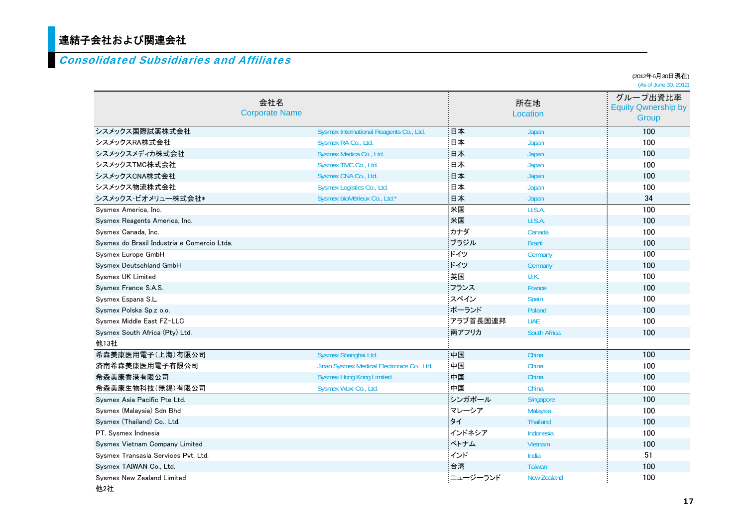# 連結子会社および関連会社

## *Consolidated Subsidiaries and Affiliates*

(2012年6月30日現在)
(As of June 30, 2012)

| 会社名 | Corporate Name | 所在地 | Location | グループ出資比率 Equity Qwnership by Group |
|---|---|---|---|---|
| シスメックス国際試薬株式会社 | Sysmex International Reagents Co., Ltd. | 日本 | Japan | 100 |
| シスメックスRA株式会社 | Sysmex RA Co., Ltd. | 日本 | Japan | 100 |
| シスメックスメディカ株式会社 | Sysmex Medica Co., Ltd. | 日本 | Japan | 100 |
| シスメックスTMC株式会社 | Sysmex TMC Co., Ltd. | 日本 | Japan | 100 |
| シスメックスCNA株式会社 | Sysmex CNA Co., Ltd. | 日本 | Japan | 100 |
| シスメックス物流株式会社 | Sysmex Logistics Co., Ltd. | 日本 | Japan | 100 |
| シスメックス·ビオメリュー株式会社* | Sysmex bioMérieux Co., Ltd.* | 日本 | Japan | 34 |
| Sysmex America, Inc. | | 米国 | U.S.A. | 100 |
| Sysmex Reagents America, Inc. | | 米国 | U.S.A. | 100 |
| Sysmex Canada, Inc. | | カナダ | Canada | 100 |
| Sysmex do Brasil Industria e Comercio Ltda. | | ブラジル | Brazil | 100 |
| Sysmex Europe GmbH | | ドイツ | Germany | 100 |
| Sysmex Deutschland GmbH | | ドイツ | Germany | 100 |
| Sysmex UK Limited | | 英国 | U.K. | 100 |
| Sysmex France S.A.S. | | フランス | France | 100 |
| Sysmex Espana S.L. | | スペイン | Spain | 100 |
| Sysmex Polska Sp.z o.o. | | ポーランド | Poland | 100 |
| Sysmex Middle East FZ-LLC | | アラブ首長国連邦 | UAE | 100 |
| Sysmex South Africa (Pty) Ltd. | | 南アフリカ | South Africa | 100 |
| 他13社 | | | | |
| 希森美康医用電子(上海)有限公司 | Sysmex Shanghai Ltd. | 中国 | China | 100 |
| 済南希森美康医用電子有限公司 | Jinan Sysmex Medical Electronics Co., Ltd. | 中国 | China | 100 |
| 希森美康香港有限公司 | Sysmex Hong Kong Limited | 中国 | China | 100 |
| 希森美康生物科技(無錫)有限公司 | Sysmex Wuxi Co., Ltd. | 中国 | China | 100 |
| Sysmex Asia Pacific Pte Ltd. | | シンガポール | Singapore | 100 |
| Sysmex (Malaysia) Sdn Bhd | | マレーシア | Malaysia | 100 |
| Sysmex (Thailand) Co., Ltd. | | タイ | Thailand | 100 |
| PT. Sysmex Indnesia | | インドネシア | Indonesia | 100 |
| Sysmex Vietnam Company Limited | | ベトナム | Vietnam | 100 |
| Sysmex Transasia Services Pvt. Ltd. | | インド | India | 51 |
| Sysmex TAIWAN Co., Ltd. | | 台湾 | Taiwan | 100 |
| Sysmex New Zealand Limited | | ニュージーランド | New Zealand | 100 |
| 他2社 | | | | |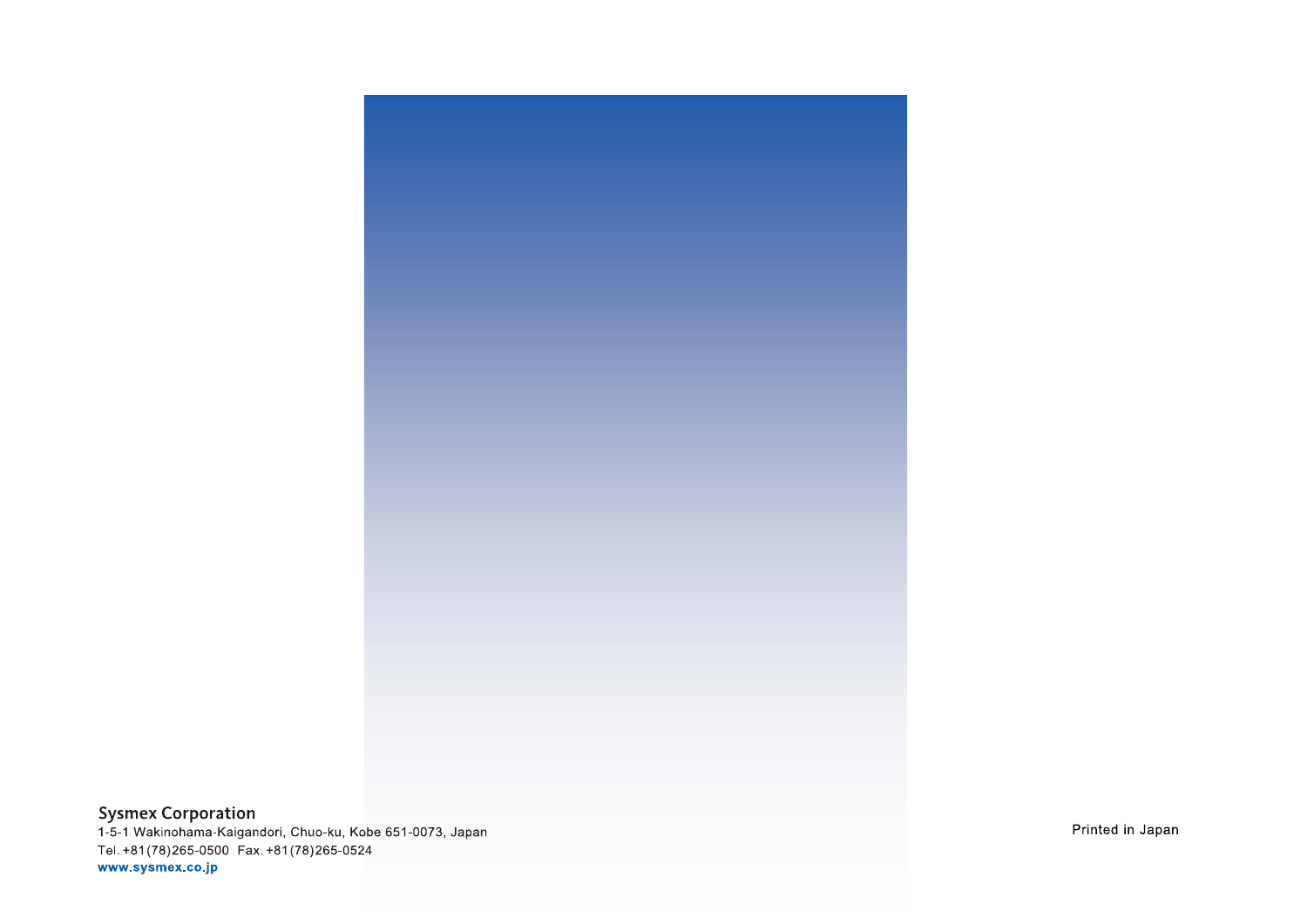**Sysmex Corporation**

1-5-1 Wakinohama-Kaigandori, Chuo-ku, Kobe 651-0073, Japan

Tel. +81(78)265-0500  Fax. +81(78)265-0524

**www.sysmex.co.jp**

Printed in Japan